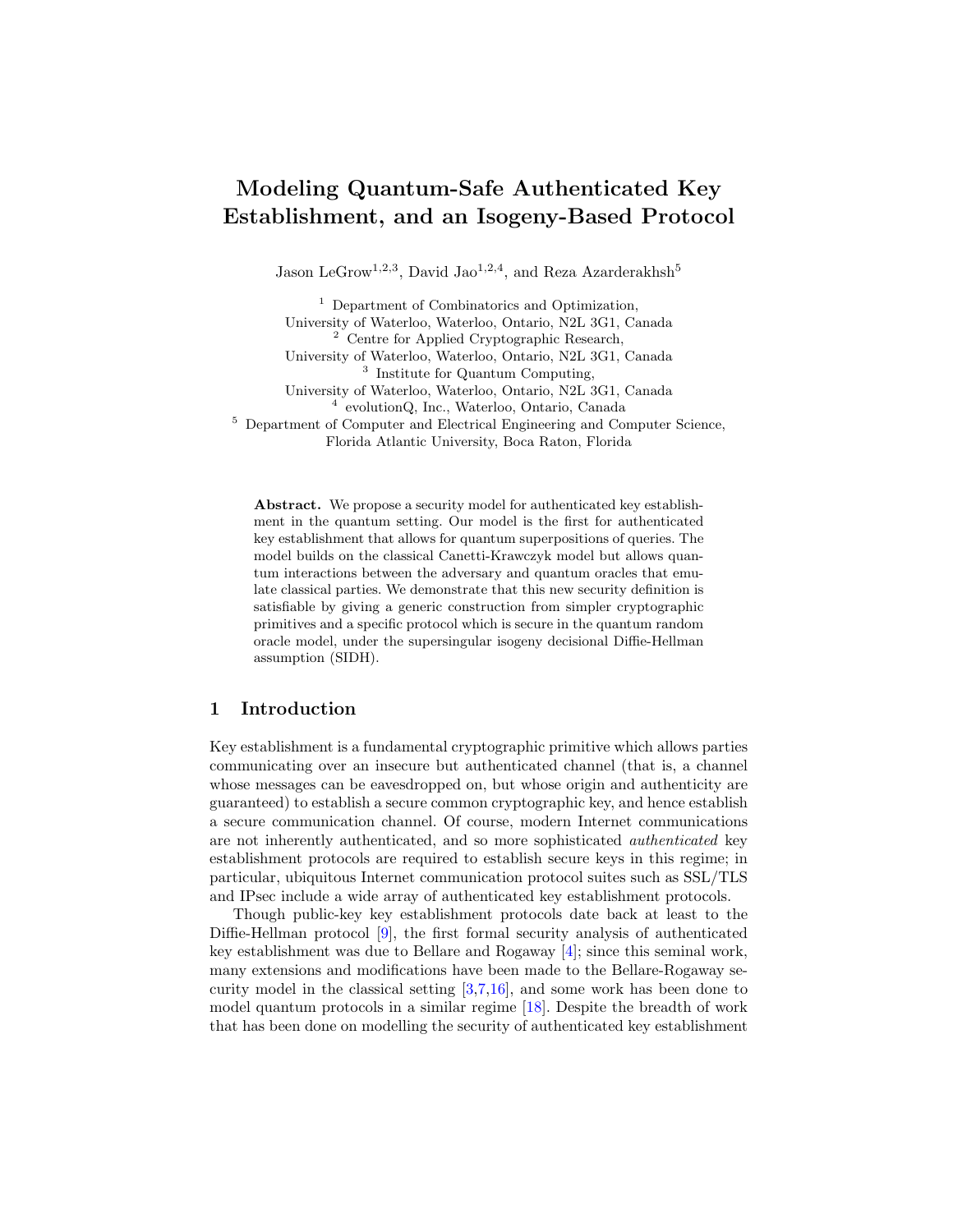# Modeling Quantum-Safe Authenticated Key Establishment, and an Isogeny-Based Protocol

Jason LeGrow[1,2,3], David Jao[1,2,4], and Reza Azarderakhsh[5]

[1] Department of Combinatorics and Optimization, University of Waterloo, Waterloo, Ontario, N2L 3G1, Canada
[2] Centre for Applied Cryptographic Research, University of Waterloo, Waterloo, Ontario, N2L 3G1, Canada
[3] Institute for Quantum Computing, University of Waterloo, Waterloo, Ontario, N2L 3G1, Canada
[4] evolutionQ, Inc., Waterloo, Ontario, Canada
[5] Department of Computer and Electrical Engineering and Computer Science, Florida Atlantic University, Boca Raton, Florida

**Abstract.** We propose a security model for authenticated key establishment in the quantum setting. Our model is the first for authenticated key establishment that allows for quantum superpositions of queries. The model builds on the classical Canetti-Krawczyk model but allows quantum interactions between the adversary and quantum oracles that emulate classical parties. We demonstrate that this new security definition is satisfiable by giving a generic construction from simpler cryptographic primitives and a specific protocol which is secure in the quantum random oracle model, under the supersingular isogeny decisional Diffie-Hellman assumption (SIDH).

## 1 Introduction

Key establishment is a fundamental cryptographic primitive which allows parties communicating over an insecure but authenticated channel (that is, a channel whose messages can be eavesdropped on, but whose origin and authenticity are guaranteed) to establish a secure common cryptographic key, and hence establish a secure communication channel. Of course, modern Internet communications are not inherently authenticated, and so more sophisticated *authenticated* key establishment protocols are required to establish secure keys in this regime; in particular, ubiquitous Internet communication protocol suites such as SSL/TLS and IPsec include a wide array of authenticated key establishment protocols.

Though public-key key establishment protocols date back at least to the Diffie-Hellman protocol [9], the first formal security analysis of authenticated key establishment was due to Bellare and Rogaway [4]; since this seminal work, many extensions and modifications have been made to the Bellare-Rogaway security model in the classical setting [3,7,16], and some work has been done to model quantum protocols in a similar regime [18]. Despite the breadth of work that has been done on modelling the security of authenticated key establishment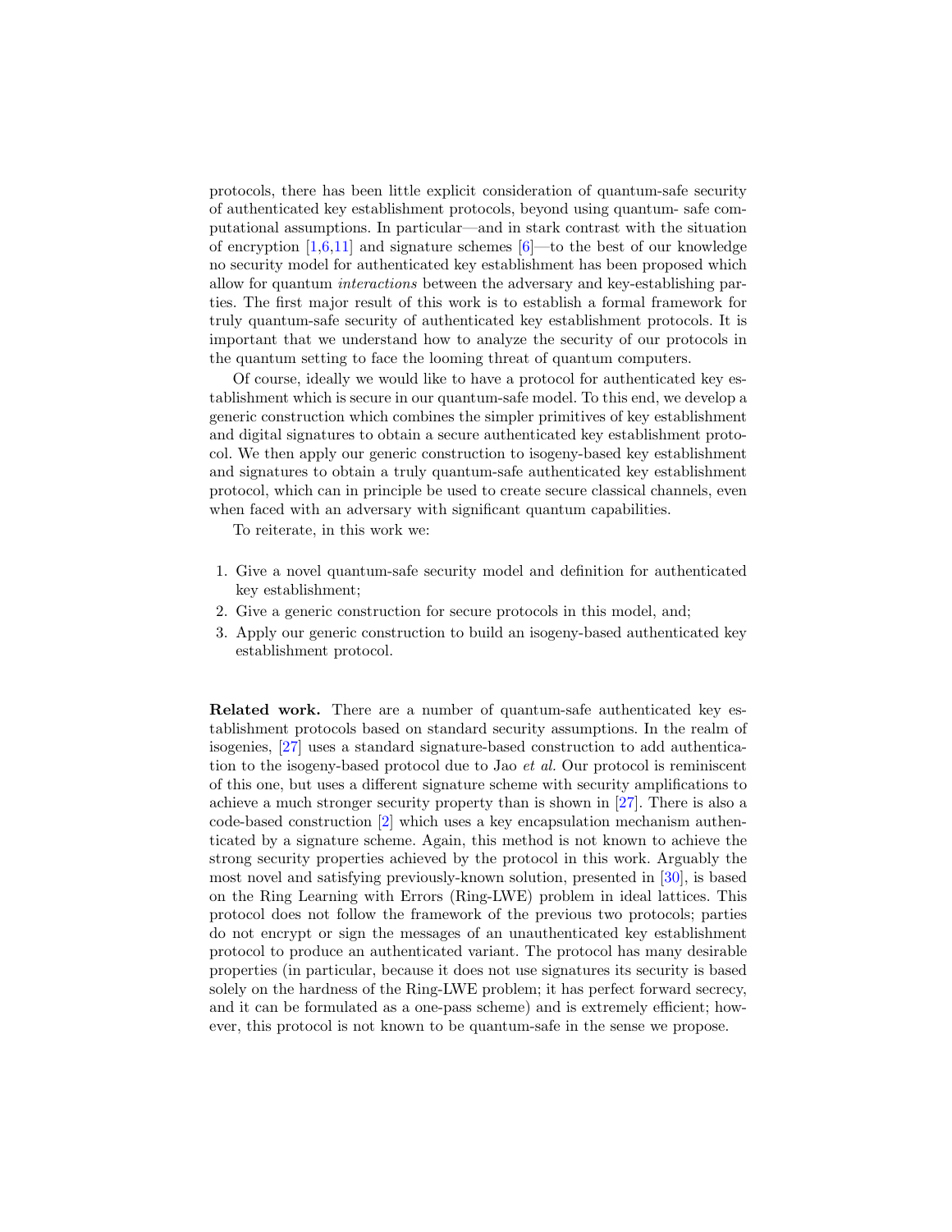protocols, there has been little explicit consideration of quantum-safe security of authenticated key establishment protocols, beyond using quantum- safe computational assumptions. In particular—and in stark contrast with the situation of encryption [1,6,11] and signature schemes [6]—to the best of our knowledge no security model for authenticated key establishment has been proposed which allow for quantum *interactions* between the adversary and key-establishing parties. The first major result of this work is to establish a formal framework for truly quantum-safe security of authenticated key establishment protocols. It is important that we understand how to analyze the security of our protocols in the quantum setting to face the looming threat of quantum computers.

Of course, ideally we would like to have a protocol for authenticated key establishment which is secure in our quantum-safe model. To this end, we develop a generic construction which combines the simpler primitives of key establishment and digital signatures to obtain a secure authenticated key establishment protocol. We then apply our generic construction to isogeny-based key establishment and signatures to obtain a truly quantum-safe authenticated key establishment protocol, which can in principle be used to create secure classical channels, even when faced with an adversary with significant quantum capabilities.

To reiterate, in this work we:

1. Give a novel quantum-safe security model and definition for authenticated key establishment;
2. Give a generic construction for secure protocols in this model, and;
3. Apply our generic construction to build an isogeny-based authenticated key establishment protocol.

**Related work.** There are a number of quantum-safe authenticated key establishment protocols based on standard security assumptions. In the realm of isogenies, [27] uses a standard signature-based construction to add authentication to the isogeny-based protocol due to Jao *et al.* Our protocol is reminiscent of this one, but uses a different signature scheme with security amplifications to achieve a much stronger security property than is shown in [27]. There is also a code-based construction [2] which uses a key encapsulation mechanism authenticated by a signature scheme. Again, this method is not known to achieve the strong security properties achieved by the protocol in this work. Arguably the most novel and satisfying previously-known solution, presented in [30], is based on the Ring Learning with Errors (Ring-LWE) problem in ideal lattices. This protocol does not follow the framework of the previous two protocols; parties do not encrypt or sign the messages of an unauthenticated key establishment protocol to produce an authenticated variant. The protocol has many desirable properties (in particular, because it does not use signatures its security is based solely on the hardness of the Ring-LWE problem; it has perfect forward secrecy, and it can be formulated as a one-pass scheme) and is extremely efficient; however, this protocol is not known to be quantum-safe in the sense we propose.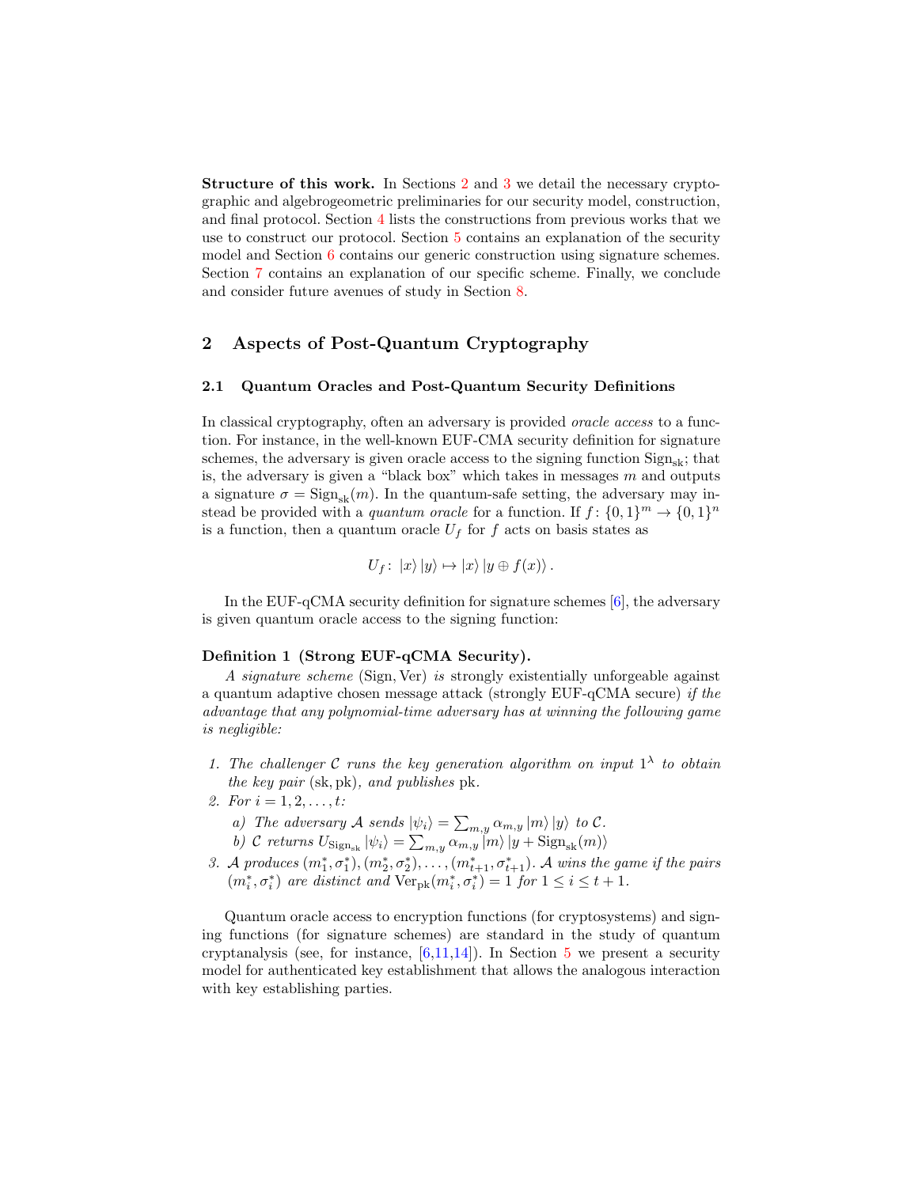**Structure of this work.** In Sections 2 and 3 we detail the necessary cryptographic and algebrogeometric preliminaries for our security model, construction, and final protocol. Section 4 lists the constructions from previous works that we use to construct our protocol. Section 5 contains an explanation of the security model and Section 6 contains our generic construction using signature schemes. Section 7 contains an explanation of our specific scheme. Finally, we conclude and consider future avenues of study in Section 8.

## 2 Aspects of Post-Quantum Cryptography

### 2.1 Quantum Oracles and Post-Quantum Security Definitions

In classical cryptography, often an adversary is provided *oracle access* to a function. For instance, in the well-known EUF-CMA security definition for signature schemes, the adversary is given oracle access to the signing function $\mathrm{Sign}_{\mathrm{sk}}$; that is, the adversary is given a "black box" which takes in messages $m$ and outputs a signature $\sigma = \mathrm{Sign}_{\mathrm{sk}}(m)$. In the quantum-safe setting, the adversary may instead be provided with a *quantum oracle* for a function. If $f\colon \{0,1\}^m \to \{0,1\}^n$ is a function, then a quantum oracle $U_f$ for $f$ acts on basis states as

$$U_f\colon \left|x\right\rangle \left|y\right\rangle \mapsto \left|x\right\rangle \left|y \oplus f(x)\right\rangle.$$

In the EUF-qCMA security definition for signature schemes [6], the adversary is given quantum oracle access to the signing function:

**Definition 1 (Strong EUF-qCMA Security).**
*A signature scheme* (Sign, Ver) *is* strongly existentially unforgeable against a quantum adaptive chosen message attack (strongly EUF-qCMA secure) *if the advantage that any polynomial-time adversary has at winning the following game is negligible:*

1. *The challenger $\mathcal{C}$ runs the key generation algorithm on input $1^\lambda$ to obtain the key pair* $(\mathrm{sk}, \mathrm{pk})$*, and publishes* $\mathrm{pk}$.
2. *For $i = 1, 2, \ldots, t$:*
   a) *The adversary $\mathcal{A}$ sends $\left|\psi_i\right\rangle = \sum_{m,y} \alpha_{m,y} \left|m\right\rangle \left|y\right\rangle$ to $\mathcal{C}$.*
   b) *$\mathcal{C}$ returns $U_{\mathrm{Sign}_{\mathrm{sk}}} \left|\psi_i\right\rangle = \sum_{m,y} \alpha_{m,y} \left|m\right\rangle \left|y + \mathrm{Sign}_{\mathrm{sk}}(m)\right\rangle$*
3. *$\mathcal{A}$ produces $(m_1^*, \sigma_1^*), (m_2^*, \sigma_2^*), \ldots, (m_{t+1}^*, \sigma_{t+1}^*)$. $\mathcal{A}$ wins the game if the pairs $(m_i^*, \sigma_i^*)$ are distinct and $\mathrm{Ver}_{\mathrm{pk}}(m_i^*, \sigma_i^*) = 1$ for $1 \leq i \leq t+1$.*

Quantum oracle access to encryption functions (for cryptosystems) and signing functions (for signature schemes) are standard in the study of quantum cryptanalysis (see, for instance, [6,11,14]). In Section 5 we present a security model for authenticated key establishment that allows the analogous interaction with key establishing parties.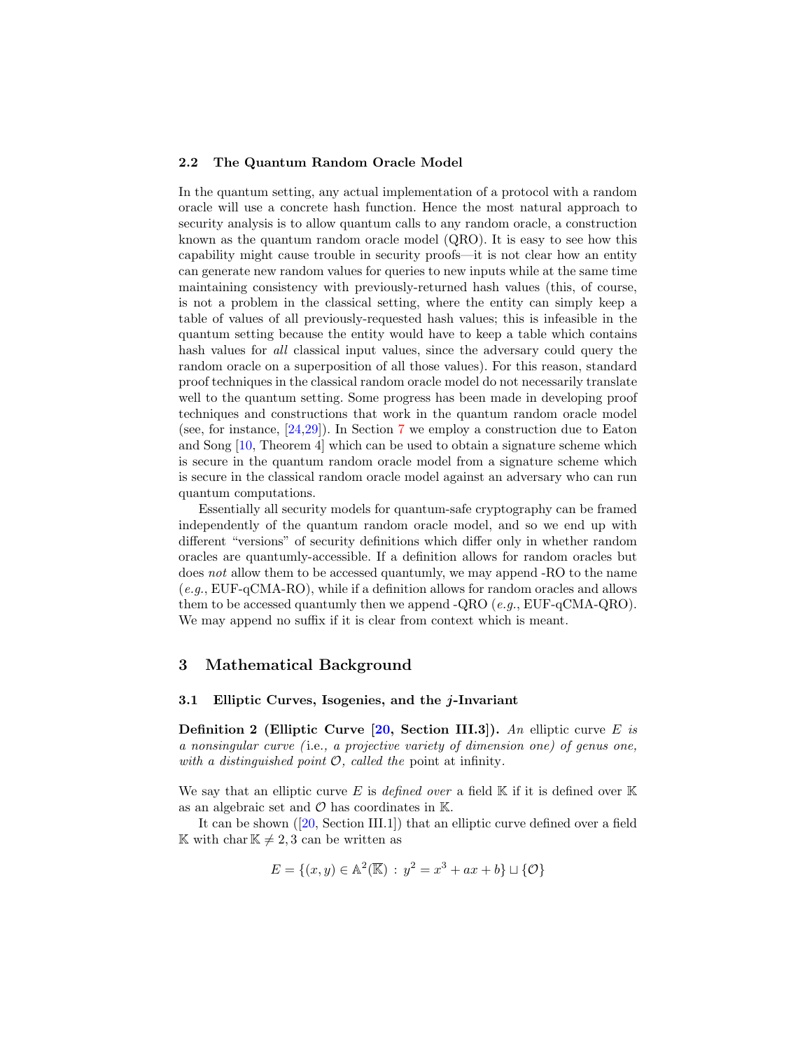### 2.2 The Quantum Random Oracle Model

In the quantum setting, any actual implementation of a protocol with a random oracle will use a concrete hash function. Hence the most natural approach to security analysis is to allow quantum calls to any random oracle, a construction known as the quantum random oracle model (QRO). It is easy to see how this capability might cause trouble in security proofs—it is not clear how an entity can generate new random values for queries to new inputs while at the same time maintaining consistency with previously-returned hash values (this, of course, is not a problem in the classical setting, where the entity can simply keep a table of values of all previously-requested hash values; this is infeasible in the quantum setting because the entity would have to keep a table which contains hash values for *all* classical input values, since the adversary could query the random oracle on a superposition of all those values). For this reason, standard proof techniques in the classical random oracle model do not necessarily translate well to the quantum setting. Some progress has been made in developing proof techniques and constructions that work in the quantum random oracle model (see, for instance, [24,29]). In Section 7 we employ a construction due to Eaton and Song [10, Theorem 4] which can be used to obtain a signature scheme which is secure in the quantum random oracle model from a signature scheme which is secure in the classical random oracle model against an adversary who can run quantum computations.

Essentially all security models for quantum-safe cryptography can be framed independently of the quantum random oracle model, and so we end up with different "versions" of security definitions which differ only in whether random oracles are quantumly-accessible. If a definition allows for random oracles but does *not* allow them to be accessed quantumly, we may append -RO to the name (*e.g.*, EUF-qCMA-RO), while if a definition allows for random oracles and allows them to be accessed quantumly then we append -QRO (*e.g.*, EUF-qCMA-QRO). We may append no suffix if it is clear from context which is meant.

## 3 Mathematical Background

### 3.1 Elliptic Curves, Isogenies, and the $j$-Invariant

**Definition 2 (Elliptic Curve [20, Section III.3]).** *An* elliptic curve *$E$ is a nonsingular curve (*i.e.*, a projective variety of dimension one) of genus one, with a distinguished point $\mathcal{O}$, called the* point at infinity*.*

We say that an elliptic curve $E$ is *defined over* a field $\mathbb{K}$ if it is defined over $\mathbb{K}$ as an algebraic set and $\mathcal{O}$ has coordinates in $\mathbb{K}$.

It can be shown ([20, Section III.1]) that an elliptic curve defined over a field $\mathbb{K}$ with $\operatorname{char} \mathbb{K} \neq 2, 3$ can be written as

$$E = \{(x, y) \in \mathbb{A}^2(\overline{\mathbb{K}}) \,:\, y^2 = x^3 + ax + b\} \sqcup \{\mathcal{O}\}$$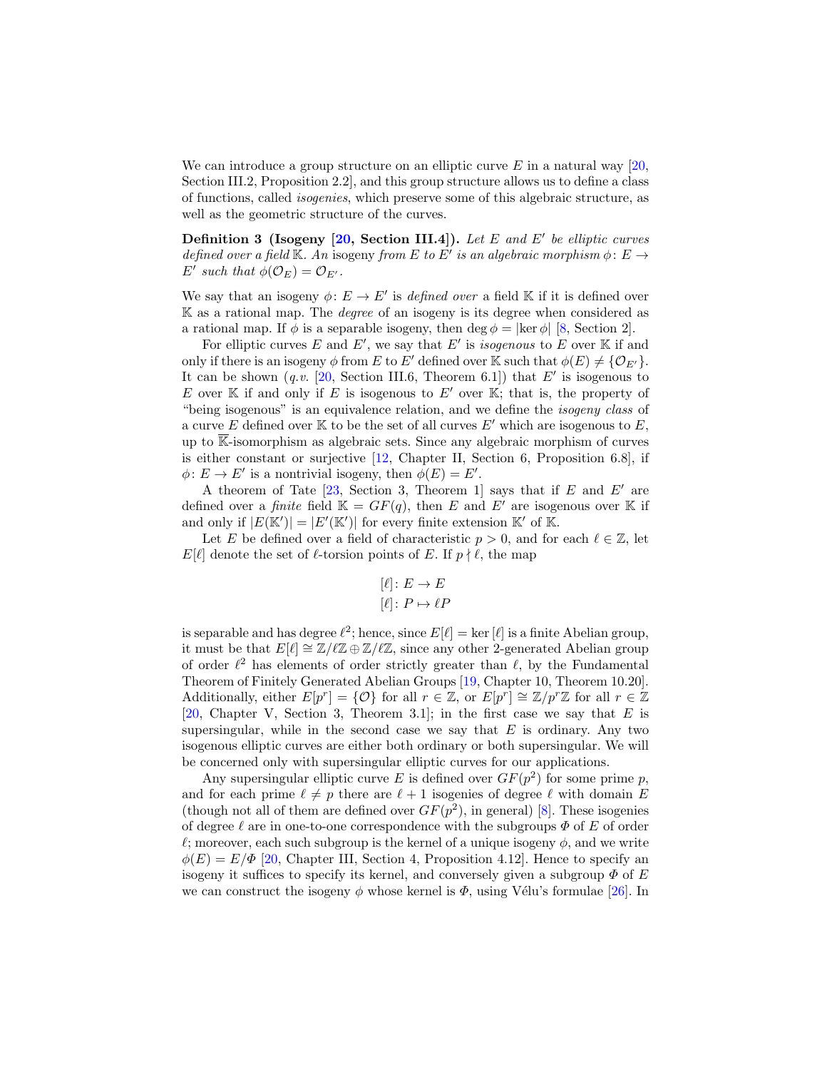We can introduce a group structure on an elliptic curve $E$ in a natural way [20, Section III.2, Proposition 2.2], and this group structure allows us to define a class of functions, called *isogenies*, which preserve some of this algebraic structure, as well as the geometric structure of the curves.

**Definition 3 (Isogeny [20, Section III.4]).** *Let $E$ and $E'$ be elliptic curves defined over a field $\mathbb{K}$. An* isogeny *from $E$ to $E'$ is an algebraic morphism $\phi\colon E \to E'$ such that $\phi(\mathcal{O}_E) = \mathcal{O}_{E'}$.*

We say that an isogeny $\phi\colon E \to E'$ is *defined over* a field $\mathbb{K}$ if it is defined over $\mathbb{K}$ as a rational map. The *degree* of an isogeny is its degree when considered as a rational map. If $\phi$ is a separable isogeny, then $\deg \phi = |\ker \phi|$ [8, Section 2].

For elliptic curves $E$ and $E'$, we say that $E'$ is *isogenous* to $E$ over $\mathbb{K}$ if and only if there is an isogeny $\phi$ from $E$ to $E'$ defined over $\mathbb{K}$ such that $\phi(E) \neq \{\mathcal{O}_{E'}\}$. It can be shown (*q.v.* [20, Section III.6, Theorem 6.1]) that $E'$ is isogenous to $E$ over $\mathbb{K}$ if and only if $E$ is isogenous to $E'$ over $\mathbb{K}$; that is, the property of "being isogenous" is an equivalence relation, and we define the *isogeny class* of a curve $E$ defined over $\mathbb{K}$ to be the set of all curves $E'$ which are isogenous to $E$, up to $\overline{\mathbb{K}}$-isomorphism as algebraic sets. Since any algebraic morphism of curves is either constant or surjective [12, Chapter II, Section 6, Proposition 6.8], if $\phi\colon E \to E'$ is a nontrivial isogeny, then $\phi(E) = E'$.

A theorem of Tate [23, Section 3, Theorem 1] says that if $E$ and $E'$ are defined over a *finite* field $\mathbb{K} = GF(q)$, then $E$ and $E'$ are isogenous over $\mathbb{K}$ if and only if $|E(\mathbb{K}')| = |E'(\mathbb{K}')|$ for every finite extension $\mathbb{K}'$ of $\mathbb{K}$.

Let $E$ be defined over a field of characteristic $p > 0$, and for each $\ell \in \mathbb{Z}$, let $E[\ell]$ denote the set of $\ell$-torsion points of $E$. If $p \nmid \ell$, the map

$$[\ell]\colon E \to E$$
$$[\ell]\colon P \mapsto \ell P$$

is separable and has degree $\ell^2$; hence, since $E[\ell] = \ker[\ell]$ is a finite Abelian group, it must be that $E[\ell] \cong \mathbb{Z}/\ell\mathbb{Z} \oplus \mathbb{Z}/\ell\mathbb{Z}$, since any other 2-generated Abelian group of order $\ell^2$ has elements of order strictly greater than $\ell$, by the Fundamental Theorem of Finitely Generated Abelian Groups [19, Chapter 10, Theorem 10.20]. Additionally, either $E[p^r] = \{\mathcal{O}\}$ for all $r \in \mathbb{Z}$, or $E[p^r] \cong \mathbb{Z}/p^r\mathbb{Z}$ for all $r \in \mathbb{Z}$ [20, Chapter V, Section 3, Theorem 3.1]; in the first case we say that $E$ is supersingular, while in the second case we say that $E$ is ordinary. Any two isogenous elliptic curves are either both ordinary or both supersingular. We will be concerned only with supersingular elliptic curves for our applications.

Any supersingular elliptic curve $E$ is defined over $GF(p^2)$ for some prime $p$, and for each prime $\ell \neq p$ there are $\ell + 1$ isogenies of degree $\ell$ with domain $E$ (though not all of them are defined over $GF(p^2)$, in general) [8]. These isogenies of degree $\ell$ are in one-to-one correspondence with the subgroups $\Phi$ of $E$ of order $\ell$; moreover, each such subgroup is the kernel of a unique isogeny $\phi$, and we write $\phi(E) = E/\Phi$ [20, Chapter III, Section 4, Proposition 4.12]. Hence to specify an isogeny it suffices to specify its kernel, and conversely given a subgroup $\Phi$ of $E$ we can construct the isogeny $\phi$ whose kernel is $\Phi$, using Vélu's formulae [26]. In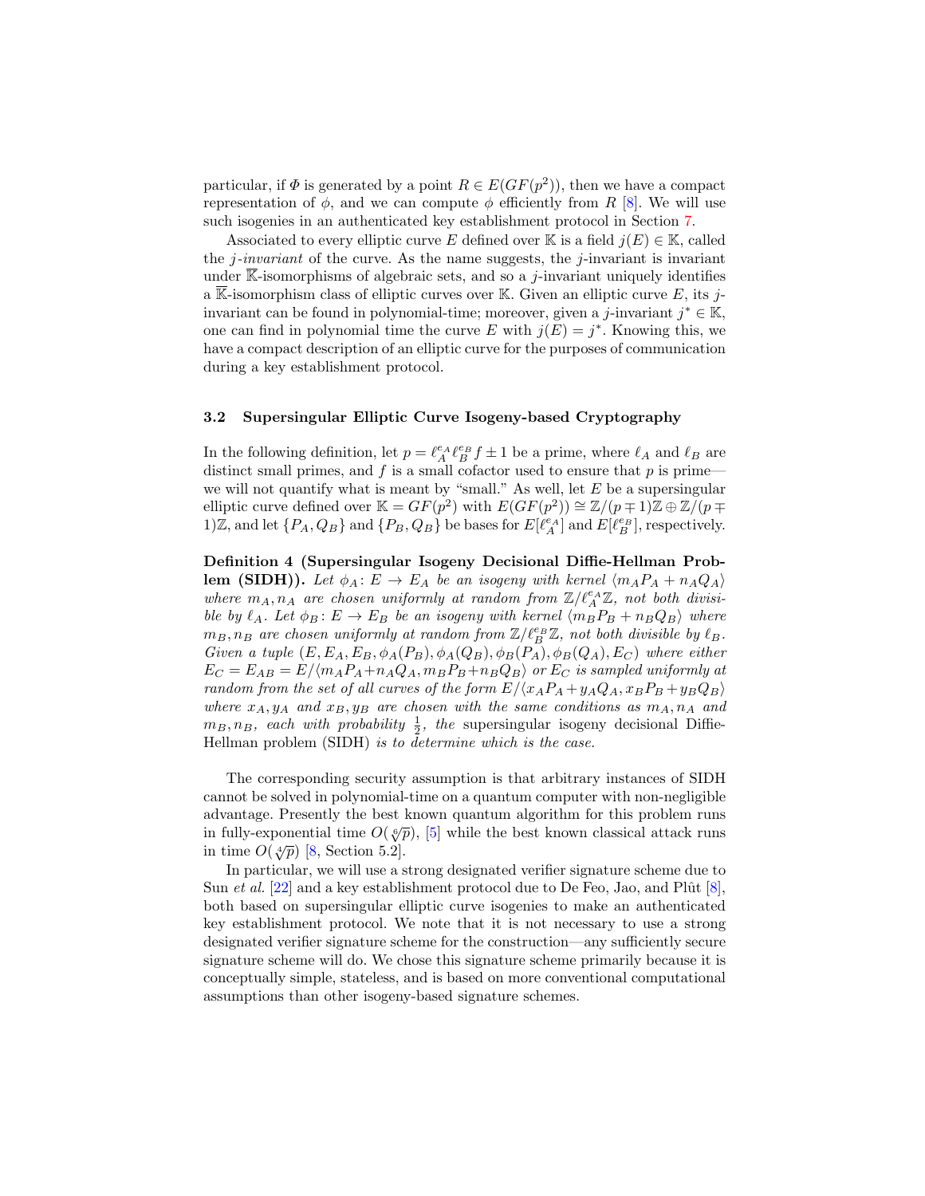particular, if $\Phi$ is generated by a point $R \in E(GF(p^2))$, then we have a compact representation of $\phi$, and we can compute $\phi$ efficiently from $R$ [8]. We will use such isogenies in an authenticated key establishment protocol in Section 7.

Associated to every elliptic curve $E$ defined over $\mathbb{K}$ is a field $j(E) \in \mathbb{K}$, called the *j-invariant* of the curve. As the name suggests, the $j$-invariant is invariant under $\overline{\mathbb{K}}$-isomorphisms of algebraic sets, and so a $j$-invariant uniquely identifies a $\overline{\mathbb{K}}$-isomorphism class of elliptic curves over $\mathbb{K}$. Given an elliptic curve $E$, its $j$-invariant can be found in polynomial-time; moreover, given a $j$-invariant $j^* \in \mathbb{K}$, one can find in polynomial time the curve $E$ with $j(E) = j^*$. Knowing this, we have a compact description of an elliptic curve for the purposes of communication during a key establishment protocol.

### 3.2 Supersingular Elliptic Curve Isogeny-based Cryptography

In the following definition, let $p = \ell_A^{e_A} \ell_B^{e_B} f \pm 1$ be a prime, where $\ell_A$ and $\ell_B$ are distinct small primes, and $f$ is a small cofactor used to ensure that $p$ is prime—we will not quantify what is meant by "small." As well, let $E$ be a supersingular elliptic curve defined over $\mathbb{K} = GF(p^2)$ with $E(GF(p^2)) \cong \mathbb{Z}/(p \mp 1)\mathbb{Z} \oplus \mathbb{Z}/(p \mp 1)\mathbb{Z}$, and let $\{P_A, Q_B\}$ and $\{P_B, Q_B\}$ be bases for $E[\ell_A^{e_A}]$ and $E[\ell_B^{e_B}]$, respectively.

**Definition 4 (Supersingular Isogeny Decisional Diffie-Hellman Problem (SIDH)).** *Let $\phi_A \colon E \to E_A$ be an isogeny with kernel $\langle m_A P_A + n_A Q_A \rangle$ where $m_A, n_A$ are chosen uniformly at random from $\mathbb{Z}/\ell_A^{e_A}\mathbb{Z}$, not both divisible by $\ell_A$. Let $\phi_B \colon E \to E_B$ be an isogeny with kernel $\langle m_B P_B + n_B Q_B \rangle$ where $m_B, n_B$ are chosen uniformly at random from $\mathbb{Z}/\ell_B^{e_B}\mathbb{Z}$, not both divisible by $\ell_B$. Given a tuple $(E, E_A, E_B, \phi_A(P_B), \phi_A(Q_B), \phi_B(P_A), \phi_B(Q_A), E_C)$ where either $E_C = E_{AB} = E/\langle m_A P_A + n_A Q_A, m_B P_B + n_B Q_B \rangle$ or $E_C$ is sampled uniformly at random from the set of all curves of the form $E/\langle x_A P_A + y_A Q_A, x_B P_B + y_B Q_B \rangle$ where $x_A, y_A$ and $x_B, y_B$ are chosen with the same conditions as $m_A, n_A$ and $m_B, n_B$, each with probability $\frac{1}{2}$, the* supersingular isogeny decisional Diffie-Hellman problem (SIDH) *is to determine which is the case.*

The corresponding security assumption is that arbitrary instances of SIDH cannot be solved in polynomial-time on a quantum computer with non-negligible advantage. Presently the best known quantum algorithm for this problem runs in fully-exponential time $O(\sqrt[6]{p})$, [5] while the best known classical attack runs in time $O(\sqrt[4]{p})$ [8, Section 5.2].

In particular, we will use a strong designated verifier signature scheme due to Sun *et al.* [22] and a key establishment protocol due to De Feo, Jao, and Plût [8], both based on supersingular elliptic curve isogenies to make an authenticated key establishment protocol. We note that it is not necessary to use a strong designated verifier signature scheme for the construction—any sufficiently secure signature scheme will do. We chose this signature scheme primarily because it is conceptually simple, stateless, and is based on more conventional computational assumptions than other isogeny-based signature schemes.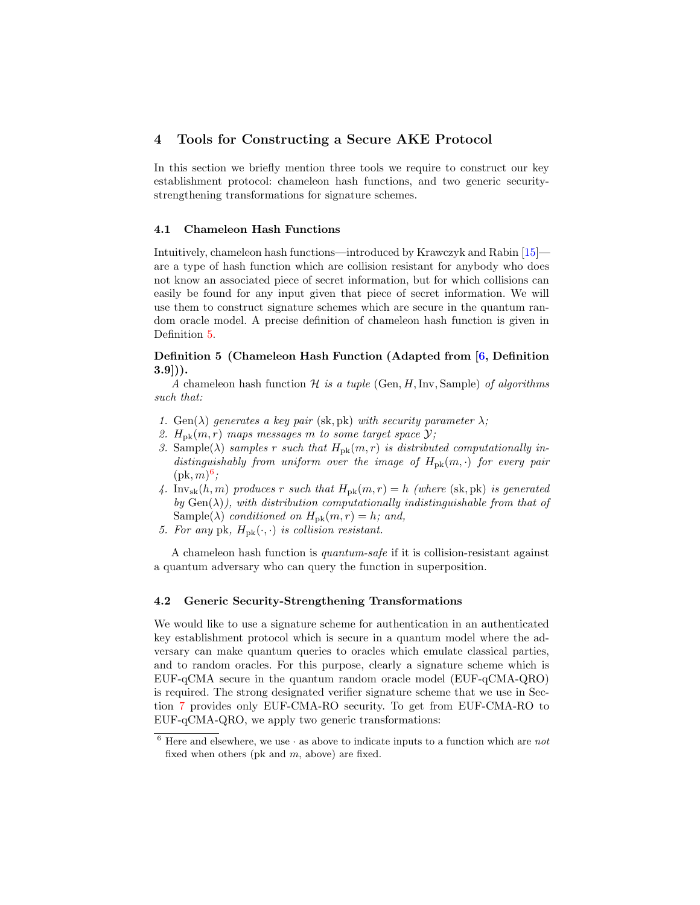## 4 Tools for Constructing a Secure AKE Protocol

In this section we briefly mention three tools we require to construct our key establishment protocol: chameleon hash functions, and two generic security-strengthening transformations for signature schemes.

### 4.1 Chameleon Hash Functions

Intuitively, chameleon hash functions—introduced by Krawczyk and Rabin [15]—are a type of hash function which are collision resistant for anybody who does not know an associated piece of secret information, but for which collisions can easily be found for any input given that piece of secret information. We will use them to construct signature schemes which are secure in the quantum random oracle model. A precise definition of chameleon hash function is given in Definition 5.

**Definition 5 (Chameleon Hash Function (Adapted from [6, Definition 3.9])).**

*A chameleon hash function $\mathcal{H}$ is a tuple $(\mathrm{Gen}, H, \mathrm{Inv}, \mathrm{Sample})$ of algorithms such that:*

1. *$\mathrm{Gen}(\lambda)$ generates a key pair $(\mathrm{sk}, \mathrm{pk})$ with security parameter $\lambda$;*
2. *$H_{\mathrm{pk}}(m, r)$ maps messages $m$ to some target space $\mathcal{Y}$;*
3. *$\mathrm{Sample}(\lambda)$ samples $r$ such that $H_{\mathrm{pk}}(m, r)$ is distributed computationally indistinguishably from uniform over the image of $H_{\mathrm{pk}}(m, \cdot)$ for every pair $(\mathrm{pk}, m)$[6];*
4. *$\mathrm{Inv}_{\mathrm{sk}}(h, m)$ produces $r$ such that $H_{\mathrm{pk}}(m, r) = h$ (where $(\mathrm{sk}, \mathrm{pk})$ is generated by $\mathrm{Gen}(\lambda)$), with distribution computationally indistinguishable from that of $\mathrm{Sample}(\lambda)$ conditioned on $H_{\mathrm{pk}}(m, r) = h$; and,*
5. *For any $\mathrm{pk}$, $H_{\mathrm{pk}}(\cdot, \cdot)$ is collision resistant.*

A chameleon hash function is *quantum-safe* if it is collision-resistant against a quantum adversary who can query the function in superposition.

### 4.2 Generic Security-Strengthening Transformations

We would like to use a signature scheme for authentication in an authenticated key establishment protocol which is secure in a quantum model where the adversary can make quantum queries to oracles which emulate classical parties, and to random oracles. For this purpose, clearly a signature scheme which is EUF-qCMA secure in the quantum random oracle model (EUF-qCMA-QRO) is required. The strong designated verifier signature scheme that we use in Section 7 provides only EUF-CMA-RO security. To get from EUF-CMA-RO to EUF-qCMA-QRO, we apply two generic transformations:

[6] Here and elsewhere, we use $\cdot$ as above to indicate inputs to a function which are *not* fixed when others (pk and $m$, above) are fixed.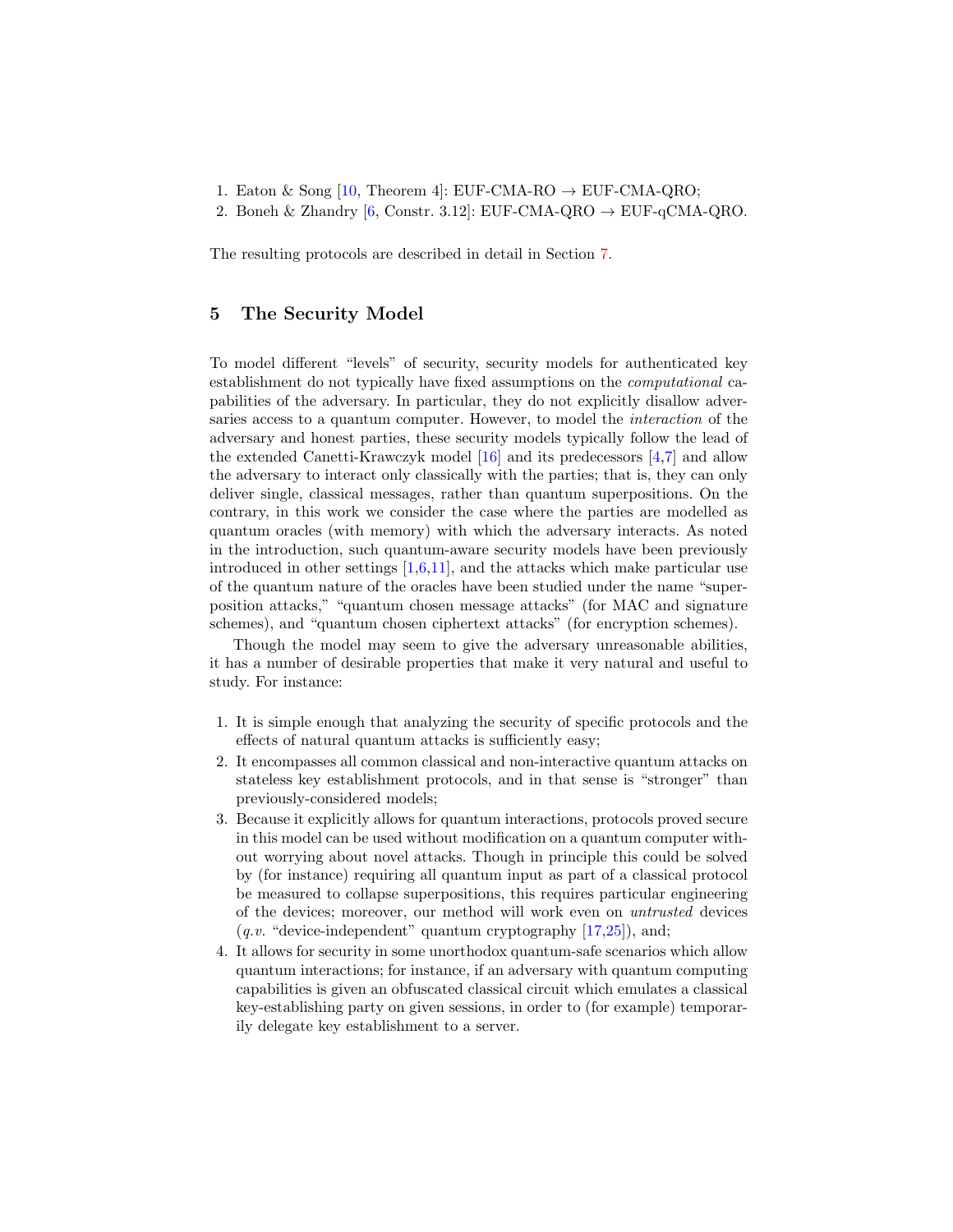1. Eaton & Song [10, Theorem 4]: EUF-CMA-RO → EUF-CMA-QRO;
2. Boneh & Zhandry [6, Constr. 3.12]: EUF-CMA-QRO → EUF-qCMA-QRO.

The resulting protocols are described in detail in Section 7.

## 5 The Security Model

To model different "levels" of security, security models for authenticated key establishment do not typically have fixed assumptions on the *computational* capabilities of the adversary. In particular, they do not explicitly disallow adversaries access to a quantum computer. However, to model the *interaction* of the adversary and honest parties, these security models typically follow the lead of the extended Canetti-Krawczyk model [16] and its predecessors [4,7] and allow the adversary to interact only classically with the parties; that is, they can only deliver single, classical messages, rather than quantum superpositions. On the contrary, in this work we consider the case where the parties are modelled as quantum oracles (with memory) with which the adversary interacts. As noted in the introduction, such quantum-aware security models have been previously introduced in other settings [1,6,11], and the attacks which make particular use of the quantum nature of the oracles have been studied under the name "superposition attacks," "quantum chosen message attacks" (for MAC and signature schemes), and "quantum chosen ciphertext attacks" (for encryption schemes).

Though the model may seem to give the adversary unreasonable abilities, it has a number of desirable properties that make it very natural and useful to study. For instance:

1. It is simple enough that analyzing the security of specific protocols and the effects of natural quantum attacks is sufficiently easy;
2. It encompasses all common classical and non-interactive quantum attacks on stateless key establishment protocols, and in that sense is "stronger" than previously-considered models;
3. Because it explicitly allows for quantum interactions, protocols proved secure in this model can be used without modification on a quantum computer without worrying about novel attacks. Though in principle this could be solved by (for instance) requiring all quantum input as part of a classical protocol be measured to collapse superpositions, this requires particular engineering of the devices; moreover, our method will work even on *untrusted* devices (*q.v.* "device-independent" quantum cryptography [17,25]), and;
4. It allows for security in some unorthodox quantum-safe scenarios which allow quantum interactions; for instance, if an adversary with quantum computing capabilities is given an obfuscated classical circuit which emulates a classical key-establishing party on given sessions, in order to (for example) temporarily delegate key establishment to a server.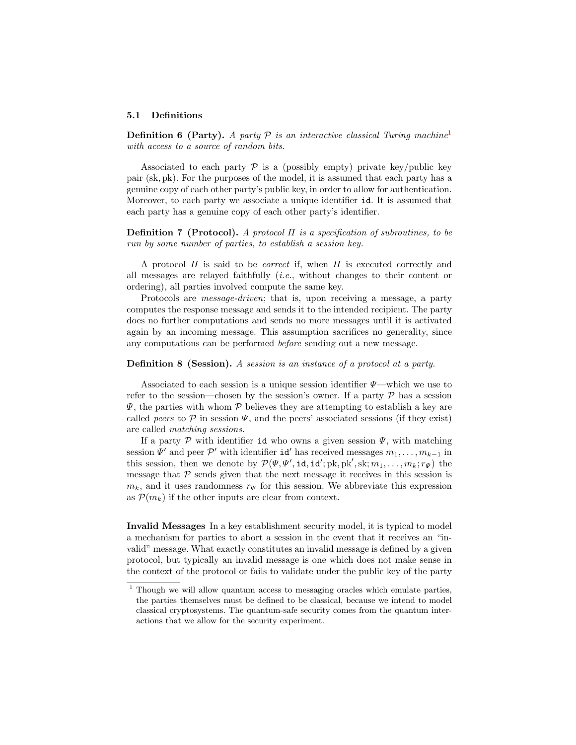### 5.1 Definitions

**Definition 6 (Party).** *A party $\mathcal{P}$ is an interactive classical Turing machine*[1] *with access to a source of random bits.*

Associated to each party $\mathcal{P}$ is a (possibly empty) private key/public key pair $(\mathrm{sk}, \mathrm{pk})$. For the purposes of the model, it is assumed that each party has a genuine copy of each other party's public key, in order to allow for authentication. Moreover, to each party we associate a unique identifier $\mathtt{id}$. It is assumed that each party has a genuine copy of each other party's identifier.

**Definition 7 (Protocol).** *A protocol $\Pi$ is a specification of subroutines, to be run by some number of parties, to establish a session key.*

A protocol $\Pi$ is said to be *correct* if, when $\Pi$ is executed correctly and all messages are relayed faithfully (*i.e.*, without changes to their content or ordering), all parties involved compute the same key.

Protocols are *message-driven*; that is, upon receiving a message, a party computes the response message and sends it to the intended recipient. The party does no further computations and sends no more messages until it is activated again by an incoming message. This assumption sacrifices no generality, since any computations can be performed *before* sending out a new message.

**Definition 8 (Session).** *A session is an instance of a protocol at a party.*

Associated to each session is a unique session identifier $\Psi$—which we use to refer to the session—chosen by the session's owner. If a party $\mathcal{P}$ has a session $\Psi$, the parties with whom $\mathcal{P}$ believes they are attempting to establish a key are called *peers* to $\mathcal{P}$ in session $\Psi$, and the peers' associated sessions (if they exist) are called *matching sessions.*

If a party $\mathcal{P}$ with identifier $\mathtt{id}$ who owns a given session $\Psi$, with matching session $\Psi'$ and peer $\mathcal{P}'$ with identifier $\mathtt{id}'$ has received messages $m_1, \ldots, m_{k-1}$ in this session, then we denote by $\mathcal{P}(\Psi, \Psi', \mathtt{id}, \mathtt{id}'; \mathrm{pk}, \mathrm{pk}', \mathrm{sk}; m_1, \ldots, m_k; r_\Psi)$ the message that $\mathcal{P}$ sends given that the next message it receives in this session is $m_k$, and it uses randomness $r_\Psi$ for this session. We abbreviate this expression as $\mathcal{P}(m_k)$ if the other inputs are clear from context.

**Invalid Messages** In a key establishment security model, it is typical to model a mechanism for parties to abort a session in the event that it receives an "invalid" message. What exactly constitutes an invalid message is defined by a given protocol, but typically an invalid message is one which does not make sense in the context of the protocol or fails to validate under the public key of the party

[1] Though we will allow quantum access to messaging oracles which emulate parties, the parties themselves must be defined to be classical, because we intend to model classical cryptosystems. The quantum-safe security comes from the quantum interactions that we allow for the security experiment.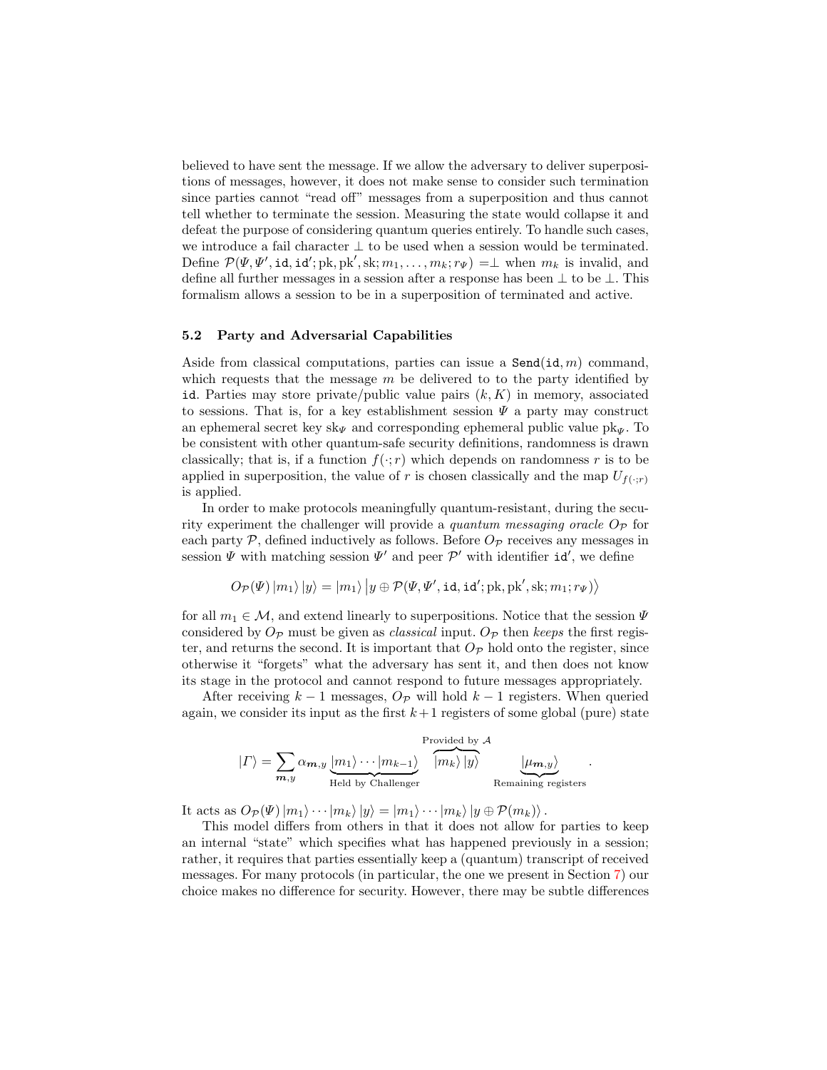believed to have sent the message. If we allow the adversary to deliver superpositions of messages, however, it does not make sense to consider such termination since parties cannot "read off" messages from a superposition and thus cannot tell whether to terminate the session. Measuring the state would collapse it and defeat the purpose of considering quantum queries entirely. To handle such cases, we introduce a fail character $\perp$ to be used when a session would be terminated. Define $\mathcal{P}(\Psi, \Psi', \mathtt{id}, \mathtt{id}'; \mathrm{pk}, \mathrm{pk}', \mathrm{sk}; m_1, \ldots, m_k; r_\Psi) = \perp$ when $m_k$ is invalid, and define all further messages in a session after a response has been $\perp$ to be $\perp$. This formalism allows a session to be in a superposition of terminated and active.

### 5.2 Party and Adversarial Capabilities

Aside from classical computations, parties can issue a $\mathtt{Send}(\mathtt{id}, m)$ command, which requests that the message $m$ be delivered to to the party identified by $\mathtt{id}$. Parties may store private/public value pairs $(k, K)$ in memory, associated to sessions. That is, for a key establishment session $\Psi$ a party may construct an ephemeral secret key $\mathrm{sk}_\Psi$ and corresponding ephemeral public value $\mathrm{pk}_\Psi$. To be consistent with other quantum-safe security definitions, randomness is drawn classically; that is, if a function $f(\cdot; r)$ which depends on randomness $r$ is to be applied in superposition, the value of $r$ is chosen classically and the map $U_{f(\cdot;r)}$ is applied.

In order to make protocols meaningfully quantum-resistant, during the security experiment the challenger will provide a *quantum messaging oracle* $O_\mathcal{P}$ for each party $\mathcal{P}$, defined inductively as follows. Before $O_\mathcal{P}$ receives any messages in session $\Psi$ with matching session $\Psi'$ and peer $\mathcal{P}'$ with identifier $\mathtt{id}'$, we define

$$O_\mathcal{P}(\Psi) |m_1\rangle |y\rangle = |m_1\rangle \left| y \oplus \mathcal{P}(\Psi, \Psi', \mathtt{id}, \mathtt{id}'; \mathrm{pk}, \mathrm{pk}', \mathrm{sk}; m_1; r_\Psi) \right\rangle$$

for all $m_1 \in \mathcal{M}$, and extend linearly to superpositions. Notice that the session $\Psi$ considered by $O_\mathcal{P}$ must be given as *classical* input. $O_\mathcal{P}$ then *keeps* the first register, and returns the second. It is important that $O_\mathcal{P}$ hold onto the register, since otherwise it "forgets" what the adversary has sent it, and then does not know its stage in the protocol and cannot respond to future messages appropriately.

After receiving $k-1$ messages, $O_\mathcal{P}$ will hold $k-1$ registers. When queried again, we consider its input as the first $k+1$ registers of some global (pure) state

$$|\Gamma\rangle = \sum_{\boldsymbol{m}, y} \alpha_{\boldsymbol{m}, y} \underbrace{|m_1\rangle \cdots |m_{k-1}\rangle}_{\text{Held by Challenger}} \overbrace{|m_k\rangle |y\rangle}^{\text{Provided by } \mathcal{A}} \underbrace{|\mu_{\boldsymbol{m}, y}\rangle}_{\text{Remaining registers}} .$$

It acts as $O_\mathcal{P}(\Psi) |m_1\rangle \cdots |m_k\rangle |y\rangle = |m_1\rangle \cdots |m_k\rangle |y \oplus \mathcal{P}(m_k)\rangle$.

This model differs from others in that it does not allow for parties to keep an internal "state" which specifies what has happened previously in a session; rather, it requires that parties essentially keep a (quantum) transcript of received messages. For many protocols (in particular, the one we present in Section 7) our choice makes no difference for security. However, there may be subtle differences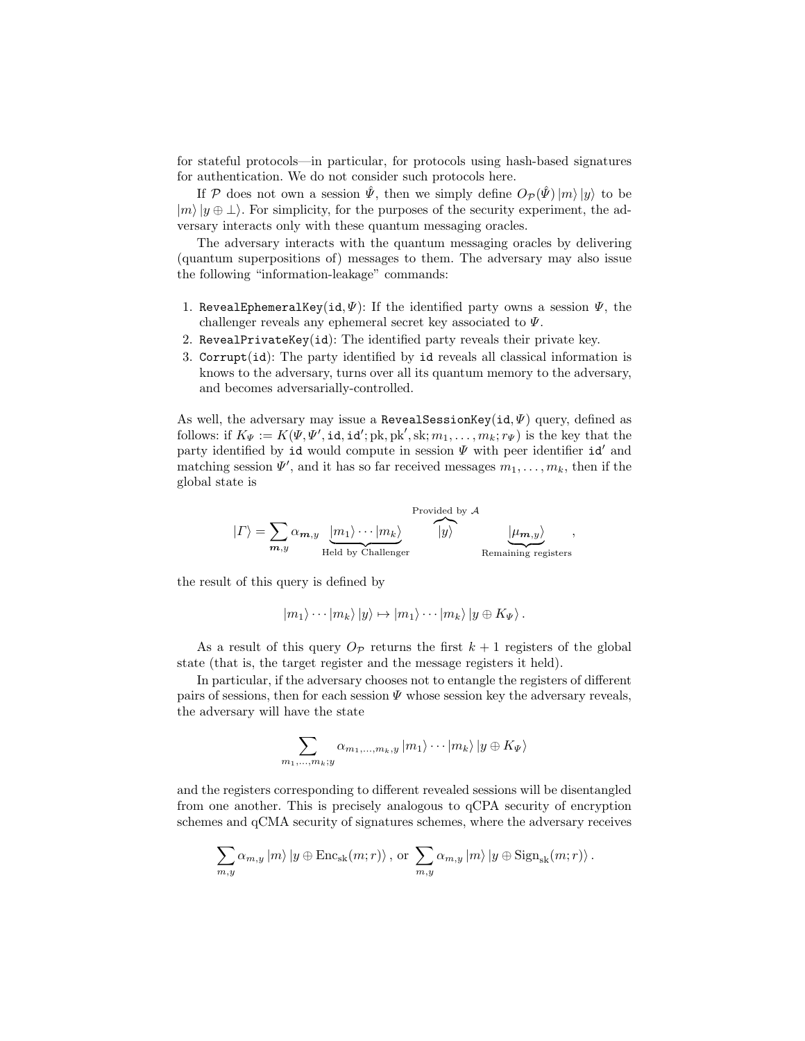for stateful protocols—in particular, for protocols using hash-based signatures for authentication. We do not consider such protocols here.

If $\mathcal{P}$ does not own a session $\hat{\Psi}$, then we simply define $O_{\mathcal{P}}(\hat{\Psi})\,|m\rangle\,|y\rangle$ to be $|m\rangle\,|y \oplus \bot\rangle$. For simplicity, for the purposes of the security experiment, the adversary interacts only with these quantum messaging oracles.

The adversary interacts with the quantum messaging oracles by delivering (quantum superpositions of) messages to them. The adversary may also issue the following "information-leakage" commands:

1. `RevealEphemeralKey`$(\mathtt{id}, \Psi)$: If the identified party owns a session $\Psi$, the challenger reveals any ephemeral secret key associated to $\Psi$.
2. `RevealPrivateKey`$(\mathtt{id})$: The identified party reveals their private key.
3. `Corrupt`$(\mathtt{id})$: The party identified by `id` reveals all classical information is knows to the adversary, turns over all its quantum memory to the adversary, and becomes adversarially-controlled.

As well, the adversary may issue a `RevealSessionKey`$(\mathtt{id}, \Psi)$ query, defined as follows: if $K_\Psi := K(\Psi, \Psi', \mathtt{id}, \mathtt{id}'; \mathrm{pk}, \mathrm{pk}', \mathrm{sk}; m_1, \ldots, m_k; r_\Psi)$ is the key that the party identified by `id` would compute in session $\Psi$ with peer identifier `id'` and matching session $\Psi'$, and it has so far received messages $m_1, \ldots, m_k$, then if the global state is

$$|\Gamma\rangle = \sum_{\boldsymbol{m},y} \alpha_{\boldsymbol{m},y} \underbrace{|m_1\rangle \cdots |m_k\rangle}_{\text{Held by Challenger}} \overbrace{|y\rangle}^{\text{Provided by } \mathcal{A}} \underbrace{|\mu_{\boldsymbol{m},y}\rangle}_{\text{Remaining registers}},$$

the result of this query is defined by

$$|m_1\rangle \cdots |m_k\rangle\,|y\rangle \mapsto |m_1\rangle \cdots |m_k\rangle\,|y \oplus K_\Psi\rangle\,.$$

As a result of this query $O_{\mathcal{P}}$ returns the first $k+1$ registers of the global state (that is, the target register and the message registers it held).

In particular, if the adversary chooses not to entangle the registers of different pairs of sessions, then for each session $\Psi$ whose session key the adversary reveals, the adversary will have the state

$$\sum_{m_1,\ldots,m_k;y} \alpha_{m_1,\ldots,m_k,y}\,|m_1\rangle \cdots |m_k\rangle\,|y \oplus K_\Psi\rangle$$

and the registers corresponding to different revealed sessions will be disentangled from one another. This is precisely analogous to qCPA security of encryption schemes and qCMA security of signatures schemes, where the adversary receives

$$\sum_{m,y} \alpha_{m,y}\,|m\rangle\,|y \oplus \mathrm{Enc}_{\mathrm{sk}}(m;r)\rangle\,, \text{ or } \sum_{m,y} \alpha_{m,y}\,|m\rangle\,|y \oplus \mathrm{Sign}_{\mathrm{sk}}(m;r)\rangle\,.$$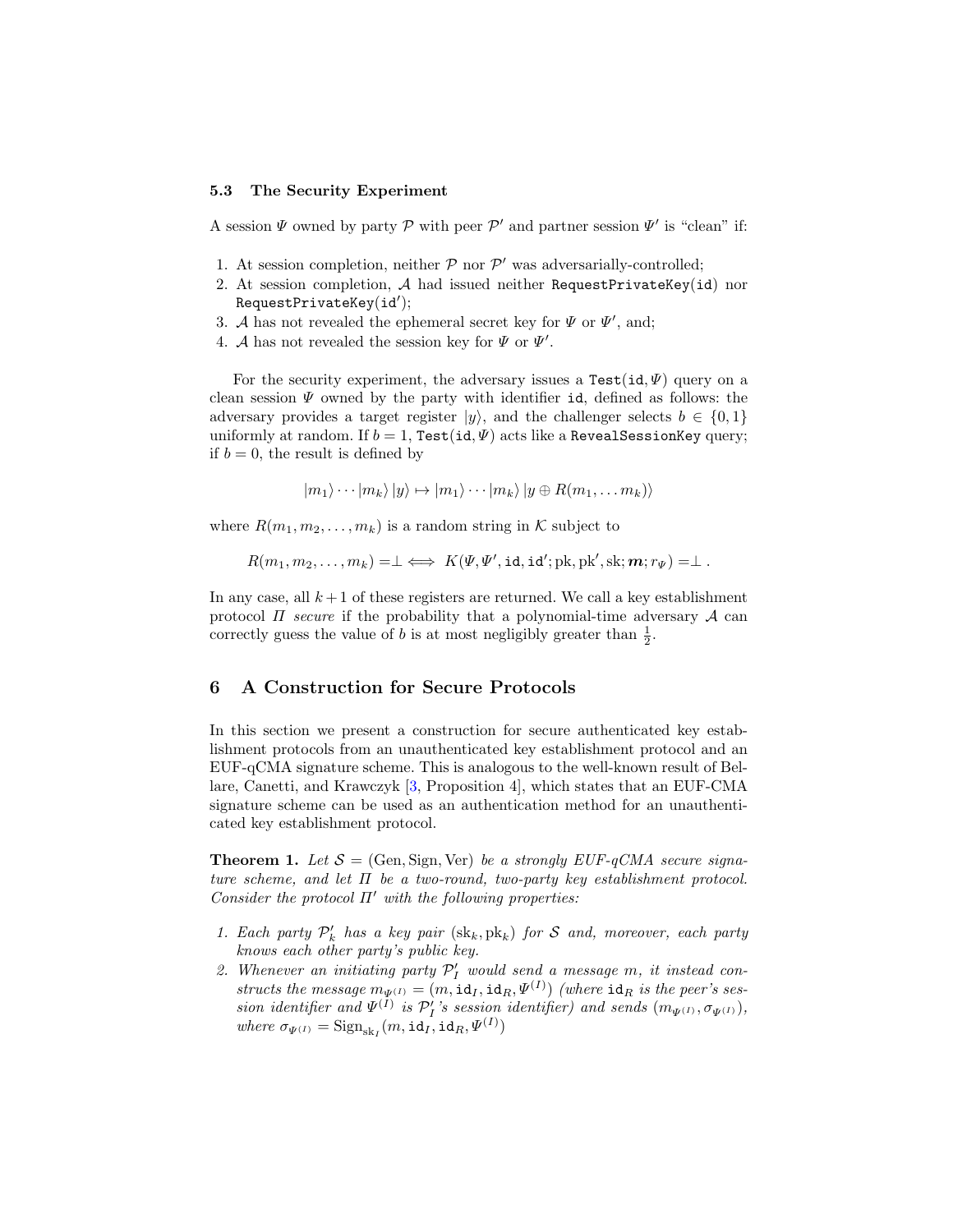### 5.3 The Security Experiment

A session $\Psi$ owned by party $\mathcal{P}$ with peer $\mathcal{P}'$ and partner session $\Psi'$ is "clean" if:

1. At session completion, neither $\mathcal{P}$ nor $\mathcal{P}'$ was adversarially-controlled;
2. At session completion, $\mathcal{A}$ had issued neither `RequestPrivateKey(id)` nor `RequestPrivateKey(id')`;
3. $\mathcal{A}$ has not revealed the ephemeral secret key for $\Psi$ or $\Psi'$, and;
4. $\mathcal{A}$ has not revealed the session key for $\Psi$ or $\Psi'$.

For the security experiment, the adversary issues a $\texttt{Test}(\texttt{id}, \Psi)$ query on a clean session $\Psi$ owned by the party with identifier `id`, defined as follows: the adversary provides a target register $|y\rangle$, and the challenger selects $b \in \{0,1\}$ uniformly at random. If $b = 1$, $\texttt{Test}(\texttt{id}, \Psi)$ acts like a `RevealSessionKey` query; if $b = 0$, the result is defined by

$$|m_1\rangle \cdots |m_k\rangle \, |y\rangle \mapsto |m_1\rangle \cdots |m_k\rangle \, |y \oplus R(m_1, \ldots m_k)\rangle$$

where $R(m_1, m_2, \ldots, m_k)$ is a random string in $\mathcal{K}$ subject to

$$R(m_1, m_2, \ldots, m_k) = \perp \iff K(\Psi, \Psi', \texttt{id}, \texttt{id}'; \mathrm{pk}, \mathrm{pk}', \mathrm{sk}; \boldsymbol{m}; r_\Psi) = \perp .$$

In any case, all $k+1$ of these registers are returned. We call a key establishment protocol $\Pi$ *secure* if the probability that a polynomial-time adversary $\mathcal{A}$ can correctly guess the value of $b$ is at most negligibly greater than $\frac{1}{2}$.

## 6 A Construction for Secure Protocols

In this section we present a construction for secure authenticated key establishment protocols from an unauthenticated key establishment protocol and an EUF-qCMA signature scheme. This is analogous to the well-known result of Bellare, Canetti, and Krawczyk [3, Proposition 4], which states that an EUF-CMA signature scheme can be used as an authentication method for an unauthenticated key establishment protocol.

**Theorem 1.** *Let $\mathcal{S} = (\mathrm{Gen}, \mathrm{Sign}, \mathrm{Ver})$ be a strongly EUF-qCMA secure signature scheme, and let $\Pi$ be a two-round, two-party key establishment protocol. Consider the protocol $\Pi'$ with the following properties:*

1. *Each party $\mathcal{P}'_k$ has a key pair $(\mathrm{sk}_k, \mathrm{pk}_k)$ for $\mathcal{S}$ and, moreover, each party knows each other party's public key.*
2. *Whenever an initiating party $\mathcal{P}'_I$ would send a message $m$, it instead constructs the message $m_{\Psi^{(I)}} = (m, \texttt{id}_I, \texttt{id}_R, \Psi^{(I)})$ (where $\texttt{id}_R$ is the peer's session identifier and $\Psi^{(I)}$ is $\mathcal{P}'_I$'s session identifier) and sends $(m_{\Psi^{(I)}}, \sigma_{\Psi^{(I)}})$, where $\sigma_{\Psi^{(I)}} = \mathrm{Sign}_{\mathrm{sk}_I}(m, \texttt{id}_I, \texttt{id}_R, \Psi^{(I)})$*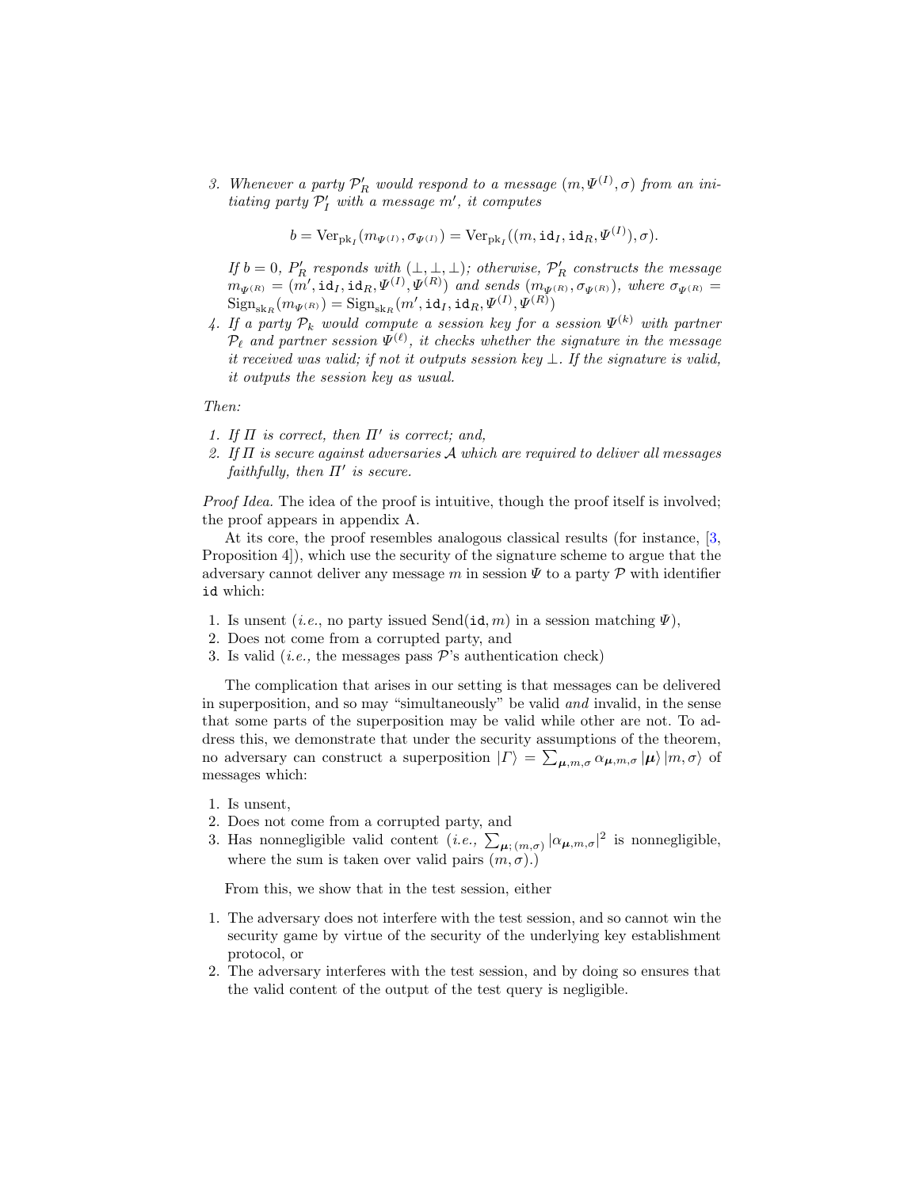3. *Whenever a party $\mathcal{P}'_R$ would respond to a message $(m, \Psi^{(I)}, \sigma)$ from an initiating party $\mathcal{P}'_I$ with a message $m'$, it computes*

$$b = \mathrm{Ver}_{\mathrm{pk}_I}(m_{\Psi^{(I)}}, \sigma_{\Psi^{(I)}}) = \mathrm{Ver}_{\mathrm{pk}_I}((m, \mathtt{id}_I, \mathtt{id}_R, \Psi^{(I)}), \sigma).$$

   *If $b = 0$, $P'_R$ responds with $(\bot, \bot, \bot)$; otherwise, $\mathcal{P}'_R$ constructs the message $m_{\Psi^{(R)}} = (m', \mathtt{id}_I, \mathtt{id}_R, \Psi^{(I)}, \Psi^{(R)})$ and sends $(m_{\Psi^{(R)}}, \sigma_{\Psi^{(R)}})$, where $\sigma_{\Psi^{(R)}} = \mathrm{Sign}_{\mathrm{sk}_R}(m_{\Psi^{(R)}}) = \mathrm{Sign}_{\mathrm{sk}_R}(m', \mathtt{id}_I, \mathtt{id}_R, \Psi^{(I)}, \Psi^{(R)})$*

4. *If a party $\mathcal{P}_k$ would compute a session key for a session $\Psi^{(k)}$ with partner $\mathcal{P}_\ell$ and partner session $\Psi^{(\ell)}$, it checks whether the signature in the message it received was valid; if not it outputs session key $\bot$. If the signature is valid, it outputs the session key as usual.*

*Then:*

1. *If $\Pi$ is correct, then $\Pi'$ is correct; and,*
2. *If $\Pi$ is secure against adversaries $\mathcal{A}$ which are required to deliver all messages faithfully, then $\Pi'$ is secure.*

*Proof Idea.* The idea of the proof is intuitive, though the proof itself is involved; the proof appears in appendix A.

At its core, the proof resembles analogous classical results (for instance, [3, Proposition 4]), which use the security of the signature scheme to argue that the adversary cannot deliver any message $m$ in session $\Psi$ to a party $\mathcal{P}$ with identifier $\mathtt{id}$ which:

1. Is unsent (*i.e.,* no party issued Send($\mathtt{id}, m$) in a session matching $\Psi$),
2. Does not come from a corrupted party, and
3. Is valid (*i.e.,* the messages pass $\mathcal{P}$'s authentication check)

The complication that arises in our setting is that messages can be delivered in superposition, and so may "simultaneously" be valid *and* invalid, in the sense that some parts of the superposition may be valid while other are not. To address this, we demonstrate that under the security assumptions of the theorem, no adversary can construct a superposition $|\Gamma\rangle = \sum_{\boldsymbol{\mu},m,\sigma} \alpha_{\boldsymbol{\mu},m,\sigma} |\boldsymbol{\mu}\rangle |m, \sigma\rangle$ of messages which:

1. Is unsent,
2. Does not come from a corrupted party, and
3. Has nonnegligible valid content (*i.e.,* $\sum_{\boldsymbol{\mu};(m,\sigma)} |\alpha_{\boldsymbol{\mu},m,\sigma}|^2$ is nonnegligible, where the sum is taken over valid pairs $(m, \sigma)$.)

From this, we show that in the test session, either

1. The adversary does not interfere with the test session, and so cannot win the security game by virtue of the security of the underlying key establishment protocol, or
2. The adversary interferes with the test session, and by doing so ensures that the valid content of the output of the test query is negligible.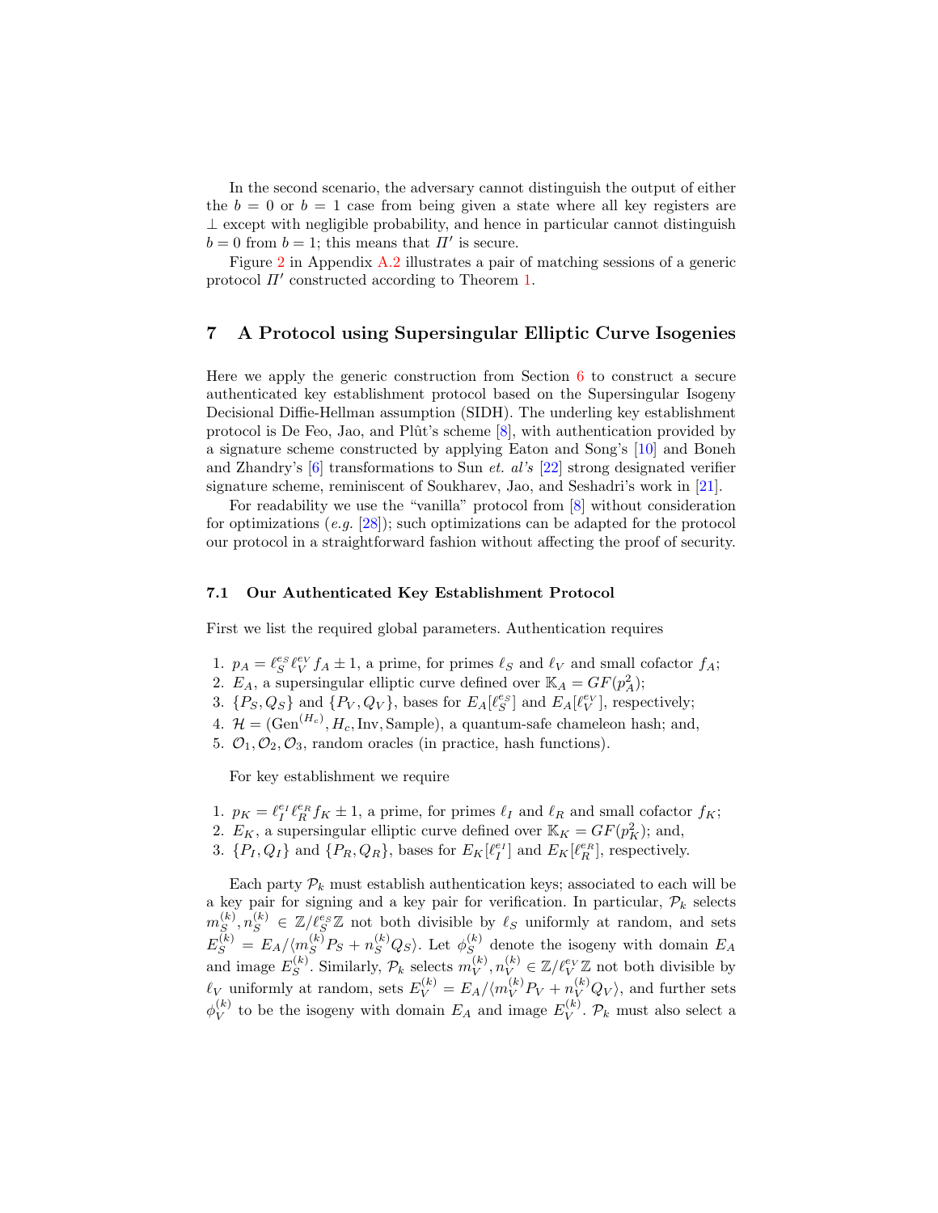In the second scenario, the adversary cannot distinguish the output of either the $b = 0$ or $b = 1$ case from being given a state where all key registers are $\perp$ except with negligible probability, and hence in particular cannot distinguish $b = 0$ from $b = 1$; this means that $\Pi'$ is secure.

Figure 2 in Appendix A.2 illustrates a pair of matching sessions of a generic protocol $\Pi'$ constructed according to Theorem 1.

## 7 A Protocol using Supersingular Elliptic Curve Isogenies

Here we apply the generic construction from Section 6 to construct a secure authenticated key establishment protocol based on the Supersingular Isogeny Decisional Diffie-Hellman assumption (SIDH). The underling key establishment protocol is De Feo, Jao, and Plût's scheme [8], with authentication provided by a signature scheme constructed by applying Eaton and Song's [10] and Boneh and Zhandry's [6] transformations to Sun *et. al's* [22] strong designated verifier signature scheme, reminiscent of Soukharev, Jao, and Seshadri's work in [21].

For readability we use the "vanilla" protocol from [8] without consideration for optimizations (*e.g.* [28]); such optimizations can be adapted for the protocol our protocol in a straightforward fashion without affecting the proof of security.

### 7.1 Our Authenticated Key Establishment Protocol

First we list the required global parameters. Authentication requires

1. $p_A = \ell_S^{e_S} \ell_V^{e_V} f_A \pm 1$, a prime, for primes $\ell_S$ and $\ell_V$ and small cofactor $f_A$;
2. $E_A$, a supersingular elliptic curve defined over $\mathbb{K}_A = GF(p_A^2)$;
3. $\{P_S, Q_S\}$ and $\{P_V, Q_V\}$, bases for $E_A[\ell_S^{e_S}]$ and $E_A[\ell_V^{e_V}]$, respectively;
4. $\mathcal{H} = (\mathrm{Gen}^{(H_c)}, H_c, \mathrm{Inv}, \mathrm{Sample})$, a quantum-safe chameleon hash; and,
5. $\mathcal{O}_1, \mathcal{O}_2, \mathcal{O}_3$, random oracles (in practice, hash functions).

For key establishment we require

1. $p_K = \ell_I^{e_I} \ell_R^{e_R} f_K \pm 1$, a prime, for primes $\ell_I$ and $\ell_R$ and small cofactor $f_K$;
2. $E_K$, a supersingular elliptic curve defined over $\mathbb{K}_K = GF(p_K^2)$; and,
3. $\{P_I, Q_I\}$ and $\{P_R, Q_R\}$, bases for $E_K[\ell_I^{e_I}]$ and $E_K[\ell_R^{e_R}]$, respectively.

Each party $\mathcal{P}_k$ must establish authentication keys; associated to each will be a key pair for signing and a key pair for verification. In particular, $\mathcal{P}_k$ selects $m_S^{(k)}, n_S^{(k)} \in \mathbb{Z}/\ell_S^{e_S}\mathbb{Z}$ not both divisible by $\ell_S$ uniformly at random, and sets $E_S^{(k)} = E_A/\langle m_S^{(k)} P_S + n_S^{(k)} Q_S \rangle$. Let $\phi_S^{(k)}$ denote the isogeny with domain $E_A$ and image $E_S^{(k)}$. Similarly, $\mathcal{P}_k$ selects $m_V^{(k)}, n_V^{(k)} \in \mathbb{Z}/\ell_V^{e_V}\mathbb{Z}$ not both divisible by $\ell_V$ uniformly at random, sets $E_V^{(k)} = E_A/\langle m_V^{(k)} P_V + n_V^{(k)} Q_V \rangle$, and further sets $\phi_V^{(k)}$ to be the isogeny with domain $E_A$ and image $E_V^{(k)}$. $\mathcal{P}_k$ must also select a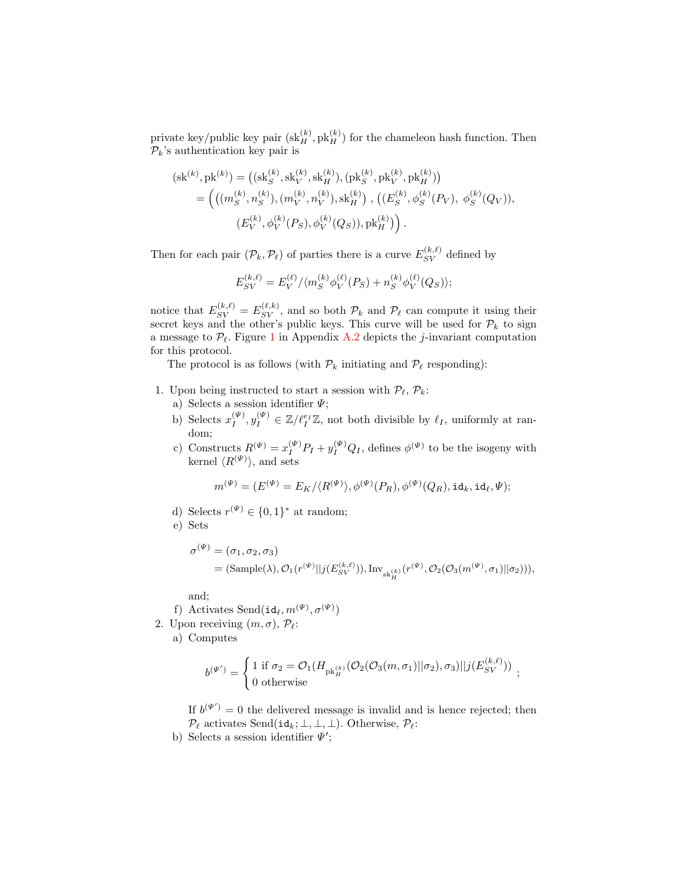private key/public key pair $(\mathrm{sk}_H^{(k)}, \mathrm{pk}_H^{(k)})$ for the chameleon hash function. Then $\mathcal{P}_k$'s authentication key pair is

$$
\begin{aligned}
(\mathrm{sk}^{(k)}, \mathrm{pk}^{(k)}) &= \left((\mathrm{sk}_S^{(k)}, \mathrm{sk}_V^{(k)}, \mathrm{sk}_H^{(k)}), (\mathrm{pk}_S^{(k)}, \mathrm{pk}_V^{(k)}, \mathrm{pk}_H^{(k)})\right) \\
&= \Big( \left((m_S^{(k)}, n_S^{(k)}), (m_V^{(k)}, n_V^{(k)}), \mathrm{sk}_H^{(k)}\right), \left((E_S^{(k)}, \phi_S^{(k)}(P_V),\ \phi_S^{(k)}(Q_V)),\right. \\
&\qquad \left.(E_V^{(k)}, \phi_V^{(k)}(P_S), \phi_V^{(k)}(Q_S)), \mathrm{pk}_H^{(k)}\right) \Big).
\end{aligned}
$$

Then for each pair $(\mathcal{P}_k, \mathcal{P}_\ell)$ of parties there is a curve $E_{SV}^{(k,\ell)}$ defined by

$$
E_{SV}^{(k,\ell)} = E_V^{(\ell)} / \langle m_S^{(k)} \phi_V^{(\ell)}(P_S) + n_S^{(k)} \phi_V^{(\ell)}(Q_S) \rangle;
$$

notice that $E_{SV}^{(k,\ell)} = E_{SV}^{(\ell,k)}$, and so both $\mathcal{P}_k$ and $\mathcal{P}_\ell$ can compute it using their secret keys and the other's public keys. This curve will be used for $\mathcal{P}_k$ to sign a message to $\mathcal{P}_\ell$. Figure 1 in Appendix A.2 depicts the $j$-invariant computation for this protocol.

The protocol is as follows (with $\mathcal{P}_k$ initiating and $\mathcal{P}_\ell$ responding):

1. Upon being instructed to start a session with $\mathcal{P}_\ell$, $\mathcal{P}_k$:
   a) Selects a session identifier $\Psi$;
   b) Selects $x_I^{(\Psi)}, y_I^{(\Psi)} \in \mathbb{Z}/\ell_I^{e_I}\mathbb{Z}$, not both divisible by $\ell_I$, uniformly at random;
   c) Constructs $R^{(\Psi)} = x_I^{(\Psi)} P_I + y_I^{(\Psi)} Q_I$, defines $\phi^{(\Psi)}$ to be the isogeny with kernel $\langle R^{(\Psi)} \rangle$, and sets

   $$
   m^{(\Psi)} = (E^{(\Psi)} = E_K / \langle R^{(\Psi)} \rangle, \phi^{(\Psi)}(P_R), \phi^{(\Psi)}(Q_R), \mathtt{id}_k, \mathtt{id}_\ell, \Psi);
   $$

   d) Selects $r^{(\Psi)} \in \{0,1\}^*$ at random;
   e) Sets

   $$
   \begin{aligned}
   \sigma^{(\Psi)} &= (\sigma_1, \sigma_2, \sigma_3) \\
   &= (\mathrm{Sample}(\lambda), \mathcal{O}_1(r^{(\Psi)} || j(E_{SV}^{(k,\ell)})), \mathrm{Inv}_{\mathrm{sk}_H^{(k)}}(r^{(\Psi)}, \mathcal{O}_2(\mathcal{O}_3(m^{(\Psi)}, \sigma_1) || \sigma_2))),
   \end{aligned}
   $$

   and;
   f) Activates $\mathrm{Send}(\mathtt{id}_\ell, m^{(\Psi)}, \sigma^{(\Psi)})$
2. Upon receiving $(m, \sigma)$, $\mathcal{P}_\ell$:
   a) Computes

   $$
   b^{(\Psi')} = \begin{cases} 1 \text{ if } \sigma_2 = \mathcal{O}_1(H_{\mathrm{pk}_H^{(k)}}(\mathcal{O}_2(\mathcal{O}_3(m, \sigma_1) || \sigma_2), \sigma_3) || j(E_{SV}^{(k,\ell)})) \\ 0 \text{ otherwise} \end{cases};
   $$

   If $b^{(\Psi')} = 0$ the delivered message is invalid and is hence rejected; then $\mathcal{P}_\ell$ activates $\mathrm{Send}(\mathtt{id}_k; \perp, \perp, \perp)$. Otherwise, $\mathcal{P}_\ell$:
   b) Selects a session identifier $\Psi'$;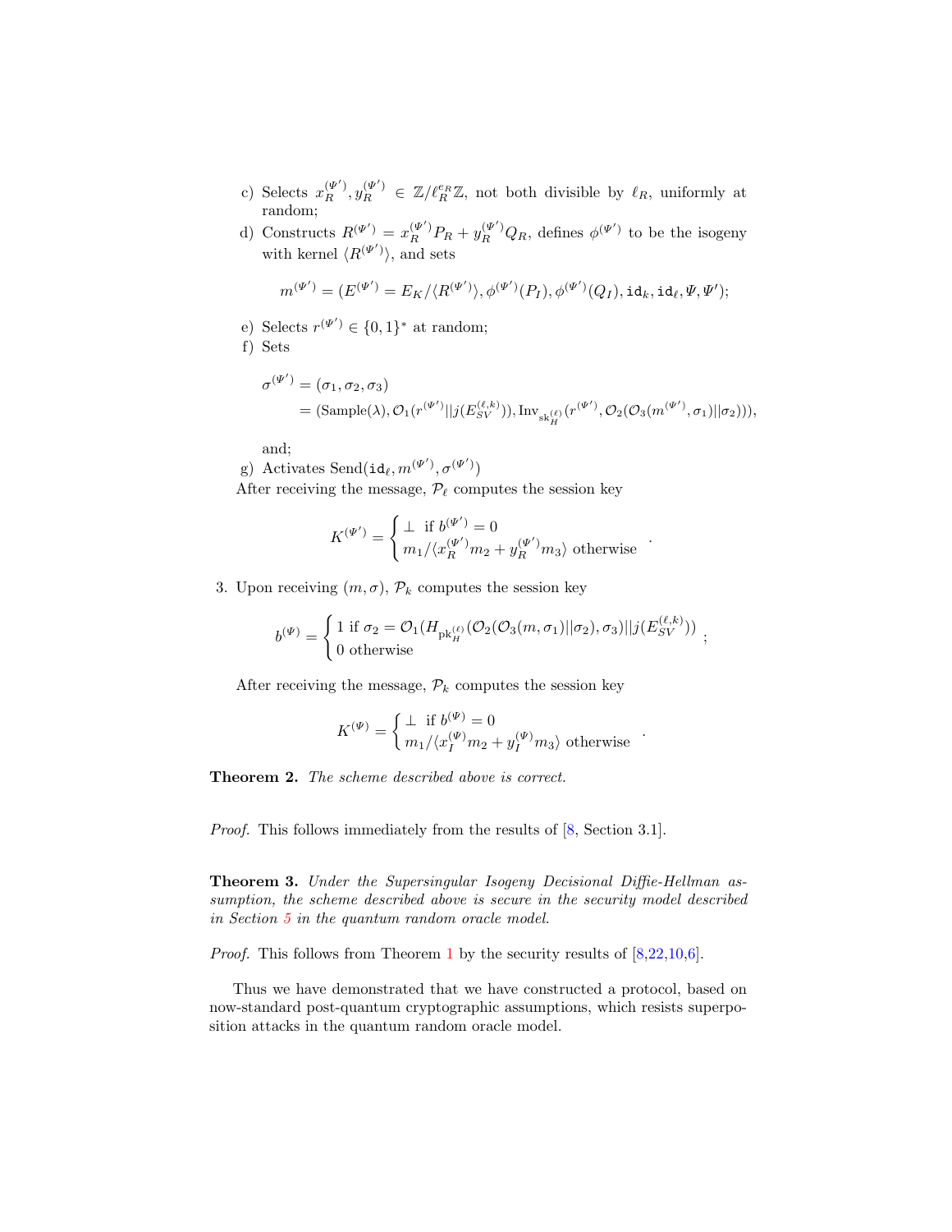c) Selects $x_R^{(\Psi')}, y_R^{(\Psi')} \in \mathbb{Z}/\ell_R^{e_R}\mathbb{Z}$, not both divisible by $\ell_R$, uniformly at random;

d) Constructs $R^{(\Psi')} = x_R^{(\Psi')} P_R + y_R^{(\Psi')} Q_R$, defines $\phi^{(\Psi')}$ to be the isogeny with kernel $\langle R^{(\Psi')} \rangle$, and sets

$$m^{(\Psi')} = (E^{(\Psi')} = E_K / \langle R^{(\Psi')} \rangle, \phi^{(\Psi')}(P_I), \phi^{(\Psi')}(Q_I), \mathtt{id}_k, \mathtt{id}_\ell, \Psi, \Psi');$$

e) Selects $r^{(\Psi')} \in \{0,1\}^*$ at random;

f) Sets

$$\begin{aligned}\sigma^{(\Psi')} &= (\sigma_1, \sigma_2, \sigma_3) \\ &= (\mathrm{Sample}(\lambda), \mathcal{O}_1(r^{(\Psi')} || j(E_{SV}^{(\ell,k)})), \mathrm{Inv}_{\mathrm{sk}_H^{(\ell)}}(r^{(\Psi')}, \mathcal{O}_2(\mathcal{O}_3(m^{(\Psi')}, \sigma_1) || \sigma_2))),\end{aligned}$$

and;

g) Activates $\mathrm{Send}(\mathtt{id}_\ell, m^{(\Psi')}, \sigma^{(\Psi')})$

After receiving the message, $\mathcal{P}_\ell$ computes the session key

$$K^{(\Psi')} = \begin{cases} \perp \text{ if } b^{(\Psi')} = 0 \\ m_1 / \langle x_R^{(\Psi')} m_2 + y_R^{(\Psi')} m_3 \rangle \text{ otherwise} \end{cases} .$$

3. Upon receiving $(m, \sigma)$, $\mathcal{P}_k$ computes the session key

$$b^{(\Psi)} = \begin{cases} 1 \text{ if } \sigma_2 = \mathcal{O}_1(H_{\mathrm{pk}_H^{(\ell)}}(\mathcal{O}_2(\mathcal{O}_3(m, \sigma_1) || \sigma_2), \sigma_3) || j(E_{SV}^{(\ell,k)})) \\ 0 \text{ otherwise} \end{cases} ;$$

After receiving the message, $\mathcal{P}_k$ computes the session key

$$K^{(\Psi)} = \begin{cases} \perp \text{ if } b^{(\Psi)} = 0 \\ m_1 / \langle x_I^{(\Psi)} m_2 + y_I^{(\Psi)} m_3 \rangle \text{ otherwise} \end{cases} .$$

**Theorem 2.** *The scheme described above is correct.*

*Proof.* This follows immediately from the results of [8, Section 3.1].

**Theorem 3.** *Under the Supersingular Isogeny Decisional Diffie-Hellman assumption, the scheme described above is secure in the security model described in Section 5 in the quantum random oracle model.*

*Proof.* This follows from Theorem 1 by the security results of [8,22,10,6].

Thus we have demonstrated that we have constructed a protocol, based on now-standard post-quantum cryptographic assumptions, which resists superposition attacks in the quantum random oracle model.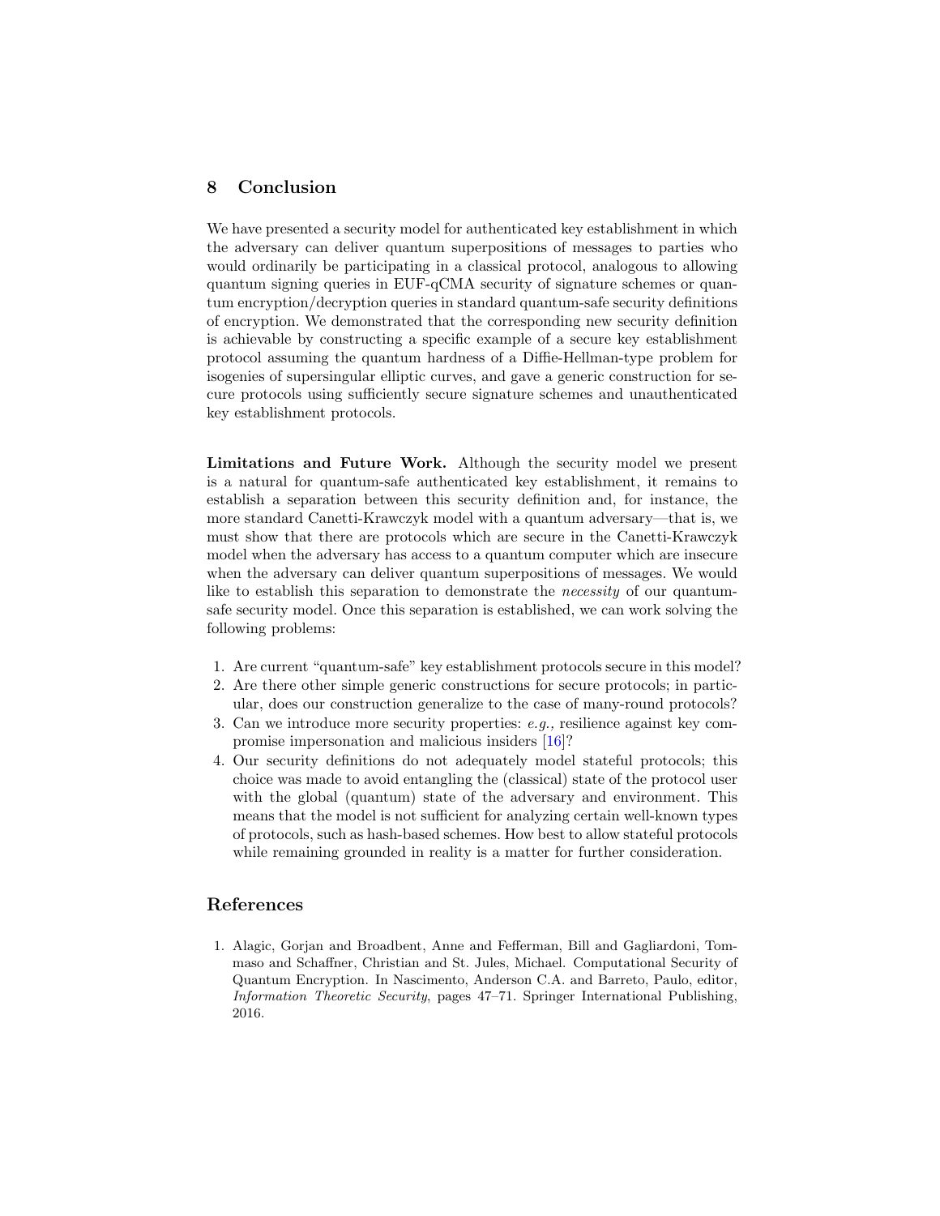## 8 Conclusion

We have presented a security model for authenticated key establishment in which the adversary can deliver quantum superpositions of messages to parties who would ordinarily be participating in a classical protocol, analogous to allowing quantum signing queries in EUF-qCMA security of signature schemes or quantum encryption/decryption queries in standard quantum-safe security definitions of encryption. We demonstrated that the corresponding new security definition is achievable by constructing a specific example of a secure key establishment protocol assuming the quantum hardness of a Diffie-Hellman-type problem for isogenies of supersingular elliptic curves, and gave a generic construction for secure protocols using sufficiently secure signature schemes and unauthenticated key establishment protocols.

**Limitations and Future Work.** Although the security model we present is a natural for quantum-safe authenticated key establishment, it remains to establish a separation between this security definition and, for instance, the more standard Canetti-Krawczyk model with a quantum adversary—that is, we must show that there are protocols which are secure in the Canetti-Krawczyk model when the adversary has access to a quantum computer which are insecure when the adversary can deliver quantum superpositions of messages. We would like to establish this separation to demonstrate the *necessity* of our quantum-safe security model. Once this separation is established, we can work solving the following problems:

1. Are current "quantum-safe" key establishment protocols secure in this model?
2. Are there other simple generic constructions for secure protocols; in particular, does our construction generalize to the case of many-round protocols?
3. Can we introduce more security properties: *e.g.,* resilience against key compromise impersonation and malicious insiders [16]?
4. Our security definitions do not adequately model stateful protocols; this choice was made to avoid entangling the (classical) state of the protocol user with the global (quantum) state of the adversary and environment. This means that the model is not sufficient for analyzing certain well-known types of protocols, such as hash-based schemes. How best to allow stateful protocols while remaining grounded in reality is a matter for further consideration.

## References

1. Alagic, Gorjan and Broadbent, Anne and Fefferman, Bill and Gagliardoni, Tommaso and Schaffner, Christian and St. Jules, Michael. Computational Security of Quantum Encryption. In Nascimento, Anderson C.A. and Barreto, Paulo, editor, *Information Theoretic Security*, pages 47–71. Springer International Publishing, 2016.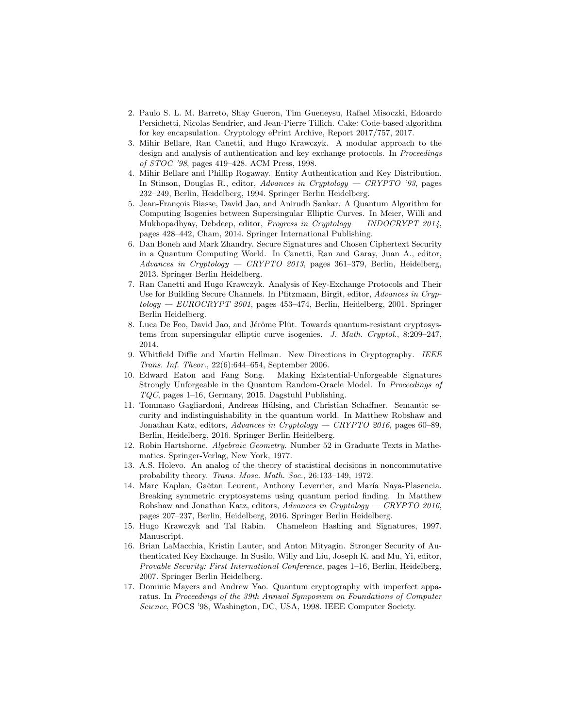2. Paulo S. L. M. Barreto, Shay Gueron, Tim Gueneysu, Rafael Misoczki, Edoardo Persichetti, Nicolas Sendrier, and Jean-Pierre Tillich. Cake: Code-based algorithm for key encapsulation. Cryptology ePrint Archive, Report 2017/757, 2017.
3. Mihir Bellare, Ran Canetti, and Hugo Krawczyk. A modular approach to the design and analysis of authentication and key exchange protocols. In *Proceedings of STOC '98*, pages 419–428. ACM Press, 1998.
4. Mihir Bellare and Phillip Rogaway. Entity Authentication and Key Distribution. In Stinson, Douglas R., editor, *Advances in Cryptology — CRYPTO '93*, pages 232–249, Berlin, Heidelberg, 1994. Springer Berlin Heidelberg.
5. Jean-François Biasse, David Jao, and Anirudh Sankar. A Quantum Algorithm for Computing Isogenies between Supersingular Elliptic Curves. In Meier, Willi and Mukhopadhyay, Debdeep, editor, *Progress in Cryptology — INDOCRYPT 2014*, pages 428–442, Cham, 2014. Springer International Publishing.
6. Dan Boneh and Mark Zhandry. Secure Signatures and Chosen Ciphertext Security in a Quantum Computing World. In Canetti, Ran and Garay, Juan A., editor, *Advances in Cryptology — CRYPTO 2013*, pages 361–379, Berlin, Heidelberg, 2013. Springer Berlin Heidelberg.
7. Ran Canetti and Hugo Krawczyk. Analysis of Key-Exchange Protocols and Their Use for Building Secure Channels. In Pfitzmann, Birgit, editor, *Advances in Cryptology — EUROCRYPT 2001*, pages 453–474, Berlin, Heidelberg, 2001. Springer Berlin Heidelberg.
8. Luca De Feo, David Jao, and Jérôme Plût. Towards quantum-resistant cryptosystems from supersingular elliptic curve isogenies. *J. Math. Cryptol.*, 8:209–247, 2014.
9. Whitfield Diffie and Martin Hellman. New Directions in Cryptography. *IEEE Trans. Inf. Theor.*, 22(6):644–654, September 2006.
10. Edward Eaton and Fang Song. Making Existential-Unforgeable Signatures Strongly Unforgeable in the Quantum Random-Oracle Model. In *Proceedings of TQC*, pages 1–16, Germany, 2015. Dagstuhl Publishing.
11. Tommaso Gagliardoni, Andreas Hülsing, and Christian Schaffner. Semantic security and indistinguishability in the quantum world. In Matthew Robshaw and Jonathan Katz, editors, *Advances in Cryptology — CRYPTO 2016*, pages 60–89, Berlin, Heidelberg, 2016. Springer Berlin Heidelberg.
12. Robin Hartshorne. *Algebraic Geometry*. Number 52 in Graduate Texts in Mathematics. Springer-Verlag, New York, 1977.
13. A.S. Holevo. An analog of the theory of statistical decisions in noncommutative probability theory. *Trans. Mosc. Math. Soc.*, 26:133–149, 1972.
14. Marc Kaplan, Gaëtan Leurent, Anthony Leverrier, and María Naya-Plasencia. Breaking symmetric cryptosystems using quantum period finding. In Matthew Robshaw and Jonathan Katz, editors, *Advances in Cryptology — CRYPTO 2016*, pages 207–237, Berlin, Heidelberg, 2016. Springer Berlin Heidelberg.
15. Hugo Krawczyk and Tal Rabin. Chameleon Hashing and Signatures, 1997. Manuscript.
16. Brian LaMacchia, Kristin Lauter, and Anton Mityagin. Stronger Security of Authenticated Key Exchange. In Susilo, Willy and Liu, Joseph K. and Mu, Yi, editor, *Provable Security: First International Conference*, pages 1–16, Berlin, Heidelberg, 2007. Springer Berlin Heidelberg.
17. Dominic Mayers and Andrew Yao. Quantum cryptography with imperfect apparatus. In *Proceedings of the 39th Annual Symposium on Foundations of Computer Science*, FOCS '98, Washington, DC, USA, 1998. IEEE Computer Society.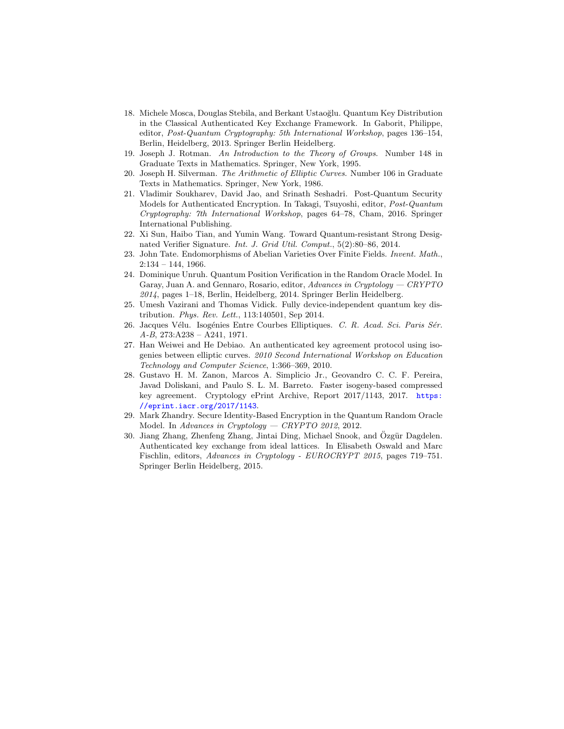18. Michele Mosca, Douglas Stebila, and Berkant Ustaoğlu. Quantum Key Distribution in the Classical Authenticated Key Exchange Framework. In Gaborit, Philippe, editor, *Post-Quantum Cryptography: 5th International Workshop*, pages 136–154, Berlin, Heidelberg, 2013. Springer Berlin Heidelberg.
19. Joseph J. Rotman. *An Introduction to the Theory of Groups*. Number 148 in Graduate Texts in Mathematics. Springer, New York, 1995.
20. Joseph H. Silverman. *The Arithmetic of Elliptic Curves*. Number 106 in Graduate Texts in Mathematics. Springer, New York, 1986.
21. Vladimir Soukharev, David Jao, and Srinath Seshadri. Post-Quantum Security Models for Authenticated Encryption. In Takagi, Tsuyoshi, editor, *Post-Quantum Cryptography: 7th International Workshop*, pages 64–78, Cham, 2016. Springer International Publishing.
22. Xi Sun, Haibo Tian, and Yumin Wang. Toward Quantum-resistant Strong Designated Verifier Signature. *Int. J. Grid Util. Comput.*, 5(2):80–86, 2014.
23. John Tate. Endomorphisms of Abelian Varieties Over Finite Fields. *Invent. Math.*, 2:134 – 144, 1966.
24. Dominique Unruh. Quantum Position Verification in the Random Oracle Model. In Garay, Juan A. and Gennaro, Rosario, editor, *Advances in Cryptology — CRYPTO 2014*, pages 1–18, Berlin, Heidelberg, 2014. Springer Berlin Heidelberg.
25. Umesh Vazirani and Thomas Vidick. Fully device-independent quantum key distribution. *Phys. Rev. Lett.*, 113:140501, Sep 2014.
26. Jacques Vélu. Isogénies Entre Courbes Elliptiques. *C. R. Acad. Sci. Paris Sér. A-B*, 273:A238 – A241, 1971.
27. Han Weiwei and He Debiao. An authenticated key agreement protocol using isogenies between elliptic curves. *2010 Second International Workshop on Education Technology and Computer Science*, 1:366–369, 2010.
28. Gustavo H. M. Zanon, Marcos A. Simplicio Jr., Geovandro C. C. F. Pereira, Javad Doliskani, and Paulo S. L. M. Barreto. Faster isogeny-based compressed key agreement. Cryptology ePrint Archive, Report 2017/1143, 2017. https://eprint.iacr.org/2017/1143.
29. Mark Zhandry. Secure Identity-Based Encryption in the Quantum Random Oracle Model. In *Advances in Cryptology — CRYPTO 2012*, 2012.
30. Jiang Zhang, Zhenfeng Zhang, Jintai Ding, Michael Snook, and Özgür Dagdelen. Authenticated key exchange from ideal lattices. In Elisabeth Oswald and Marc Fischlin, editors, *Advances in Cryptology - EUROCRYPT 2015*, pages 719–751. Springer Berlin Heidelberg, 2015.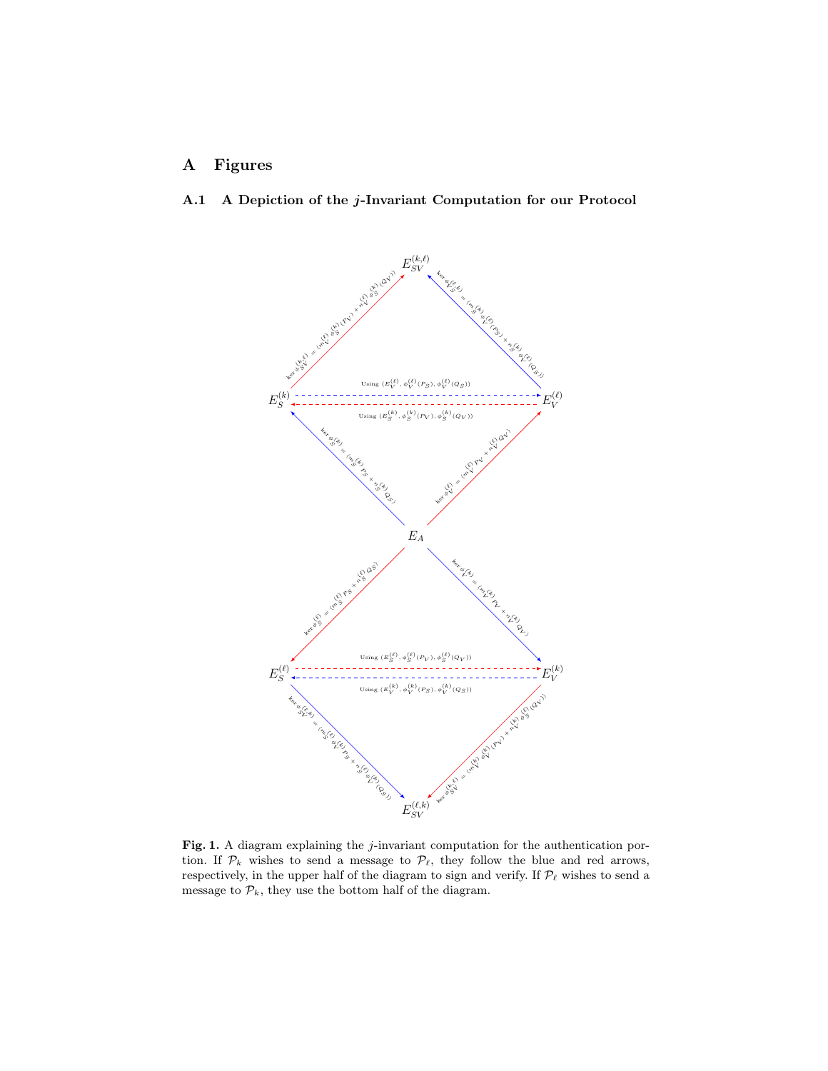# A Figures

## A.1 A Depiction of the $j$-Invariant Computation for our Protocol

**Fig. 1.** A diagram explaining the $j$-invariant computation for the authentication portion. If $\mathcal{P}_k$ wishes to send a message to $\mathcal{P}_\ell$, they follow the blue and red arrows, respectively, in the upper half of the diagram to sign and verify. If $\mathcal{P}_\ell$ wishes to send a message to $\mathcal{P}_k$, they use the bottom half of the diagram.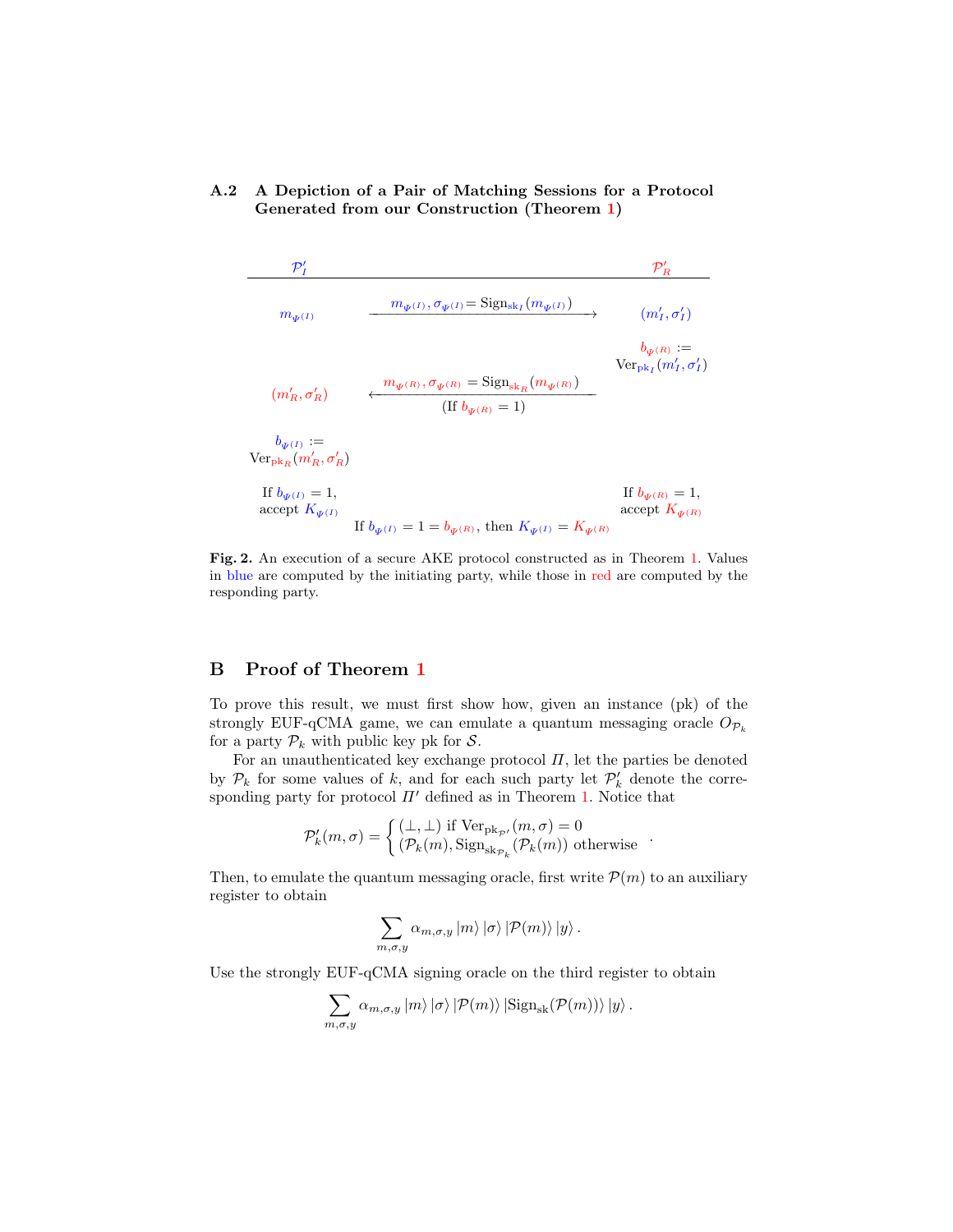### A.2 A Depiction of a Pair of Matching Sessions for a Protocol Generated from our Construction (Theorem 1)

| $\mathcal{P}'_I$ | | $\mathcal{P}'_R$ |
|---|---|---|
| $m_{\Psi(I)}$ | $\xrightarrow{m_{\Psi(I)},\, \sigma_{\Psi(I)} = \mathrm{Sign}_{\mathrm{sk}_I}(m_{\Psi(I)})}$ | $(m'_I, \sigma'_I)$ |
| | | $b_{\Psi(R)} := \mathrm{Ver}_{\mathrm{pk}_I}(m'_I, \sigma'_I)$ |
| $(m'_R, \sigma'_R)$ | $\xleftarrow[\text{(If } b_{\Psi(R)} = 1\text{)}]{m_{\Psi(R)},\, \sigma_{\Psi(R)} = \mathrm{Sign}_{\mathrm{sk}_R}(m_{\Psi(R)})}$ | |
| $b_{\Psi(I)} := \mathrm{Ver}_{\mathrm{pk}_R}(m'_R, \sigma'_R)$ | | |
| If $b_{\Psi(I)} = 1$, accept $K_{\Psi(I)}$ | | If $b_{\Psi(R)} = 1$, accept $K_{\Psi(R)}$ |
| | If $b_{\Psi(I)} = 1 = b_{\Psi(R)}$, then $K_{\Psi(I)} = K_{\Psi(R)}$ | |

**Fig. 2.** An execution of a secure AKE protocol constructed as in Theorem 1. Values in blue are computed by the initiating party, while those in red are computed by the responding party.

## B Proof of Theorem 1

To prove this result, we must first show how, given an instance (pk) of the strongly EUF-qCMA game, we can emulate a quantum messaging oracle $O_{\mathcal{P}_k}$ for a party $\mathcal{P}_k$ with public key pk for $\mathcal{S}$.

For an unauthenticated key exchange protocol $\Pi$, let the parties be denoted by $\mathcal{P}_k$ for some values of $k$, and for each such party let $\mathcal{P}'_k$ denote the corresponding party for protocol $\Pi'$ defined as in Theorem 1. Notice that

$$\mathcal{P}'_k(m, \sigma) = \begin{cases} (\bot, \bot) \text{ if } \mathrm{Ver}_{\mathrm{pk}_{\mathcal{P}'}}(m, \sigma) = 0 \\ (\mathcal{P}_k(m), \mathrm{Sign}_{\mathrm{sk}_{\mathcal{P}_k}}(\mathcal{P}_k(m)) \text{ otherwise} \end{cases} .$$

Then, to emulate the quantum messaging oracle, first write $\mathcal{P}(m)$ to an auxiliary register to obtain

$$\sum_{m,\sigma,y} \alpha_{m,\sigma,y} |m\rangle |\sigma\rangle |\mathcal{P}(m)\rangle |y\rangle .$$

Use the strongly EUF-qCMA signing oracle on the third register to obtain

$$\sum_{m,\sigma,y} \alpha_{m,\sigma,y} |m\rangle |\sigma\rangle |\mathcal{P}(m)\rangle |\mathrm{Sign}_{\mathrm{sk}}(\mathcal{P}(m))\rangle |y\rangle .$$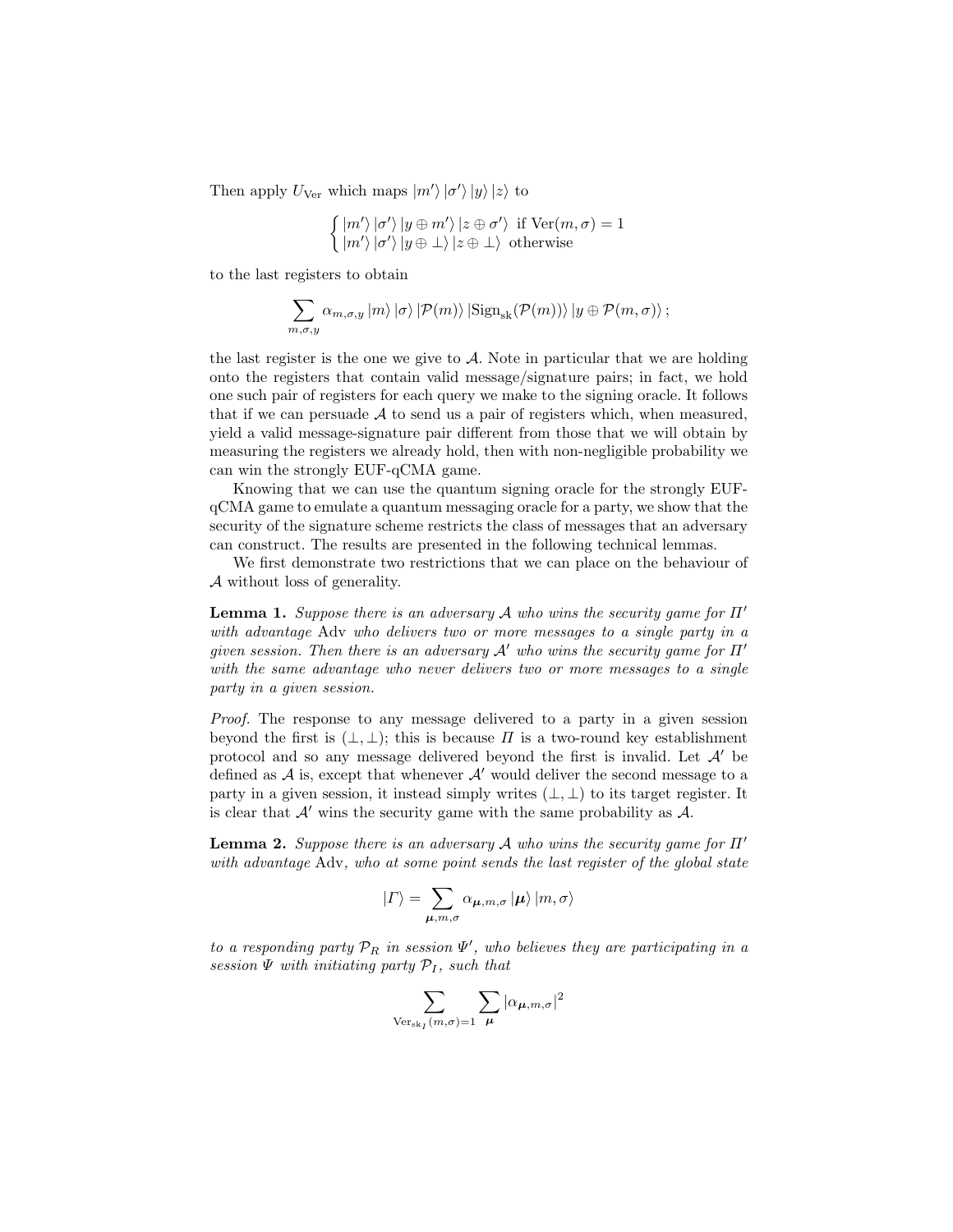Then apply $U_{\mathrm{Ver}}$ which maps $|m'\rangle\,|\sigma'\rangle\,|y\rangle\,|z\rangle$ to

$$\begin{cases} |m'\rangle\,|\sigma'\rangle\,|y \oplus m'\rangle\,|z \oplus \sigma'\rangle & \text{if } \mathrm{Ver}(m, \sigma) = 1 \\ |m'\rangle\,|\sigma'\rangle\,|y \oplus \bot\rangle\,|z \oplus \bot\rangle & \text{otherwise} \end{cases}$$

to the last registers to obtain

$$\sum_{m,\sigma,y} \alpha_{m,\sigma,y}\,|m\rangle\,|\sigma\rangle\,|\mathcal{P}(m)\rangle\,|\mathrm{Sign}_{\mathrm{sk}}(\mathcal{P}(m))\rangle\,|y \oplus \mathcal{P}(m,\sigma)\rangle\,;$$

the last register is the one we give to $\mathcal{A}$. Note in particular that we are holding onto the registers that contain valid message/signature pairs; in fact, we hold one such pair of registers for each query we make to the signing oracle. It follows that if we can persuade $\mathcal{A}$ to send us a pair of registers which, when measured, yield a valid message-signature pair different from those that we will obtain by measuring the registers we already hold, then with non-negligible probability we can win the strongly EUF-qCMA game.

Knowing that we can use the quantum signing oracle for the strongly EUF-qCMA game to emulate a quantum messaging oracle for a party, we show that the security of the signature scheme restricts the class of messages that an adversary can construct. The results are presented in the following technical lemmas.

We first demonstrate two restrictions that we can place on the behaviour of $\mathcal{A}$ without loss of generality.

**Lemma 1.** *Suppose there is an adversary $\mathcal{A}$ who wins the security game for $\Pi'$ with advantage* Adv *who delivers two or more messages to a single party in a given session. Then there is an adversary $\mathcal{A}'$ who wins the security game for $\Pi'$ with the same advantage who never delivers two or more messages to a single party in a given session.*

*Proof.* The response to any message delivered to a party in a given session beyond the first is $(\bot, \bot)$; this is because $\Pi$ is a two-round key establishment protocol and so any message delivered beyond the first is invalid. Let $\mathcal{A}'$ be defined as $\mathcal{A}$ is, except that whenever $\mathcal{A}'$ would deliver the second message to a party in a given session, it instead simply writes $(\bot, \bot)$ to its target register. It is clear that $\mathcal{A}'$ wins the security game with the same probability as $\mathcal{A}$.

**Lemma 2.** *Suppose there is an adversary $\mathcal{A}$ who wins the security game for $\Pi'$ with advantage* Adv*, who at some point sends the last register of the global state*

$$|\Gamma\rangle = \sum_{\boldsymbol{\mu},m,\sigma} \alpha_{\boldsymbol{\mu},m,\sigma}\,|\boldsymbol{\mu}\rangle\,|m,\sigma\rangle$$

*to a responding party $\mathcal{P}_R$ in session $\Psi'$, who believes they are participating in a session $\Psi$ with initiating party $\mathcal{P}_I$, such that*

$$\sum_{\mathrm{Ver}_{\mathrm{sk}_I}(m,\sigma)=1}\;\sum_{\boldsymbol{\mu}} |\alpha_{\boldsymbol{\mu},m,\sigma}|^2$$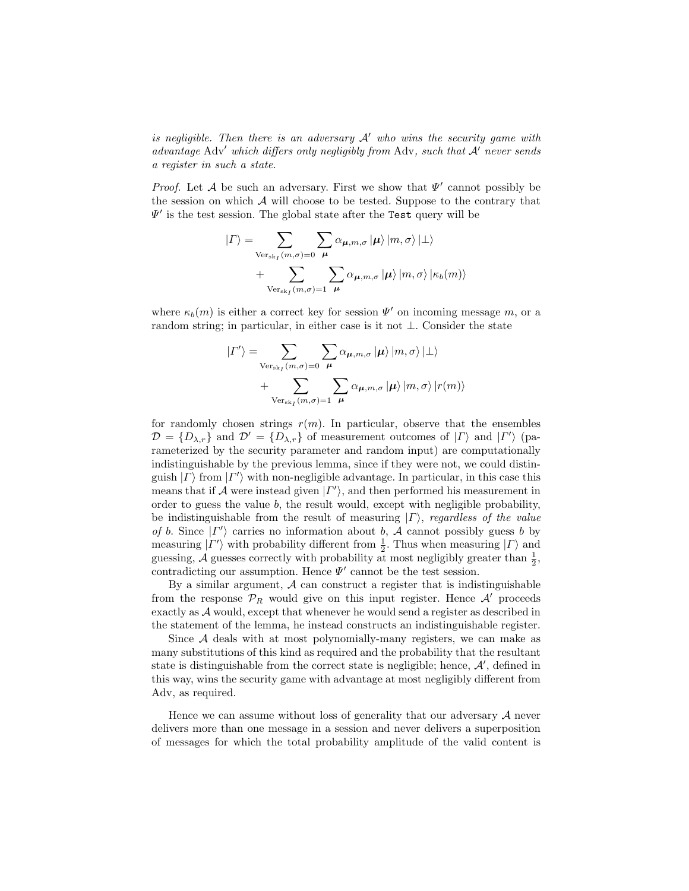*is negligible. Then there is an adversary $\mathcal{A}'$ who wins the security game with advantage $\mathrm{Adv}'$ which differs only negligibly from $\mathrm{Adv}$, such that $\mathcal{A}'$ never sends a register in such a state.*

*Proof.* Let $\mathcal{A}$ be such an adversary. First we show that $\Psi'$ cannot possibly be the session on which $\mathcal{A}$ will choose to be tested. Suppose to the contrary that $\Psi'$ is the test session. The global state after the `Test` query will be

$$
\begin{aligned}
|\Gamma\rangle = &\sum_{\mathrm{Ver}_{\mathrm{sk}_I}(m,\sigma)=0} \sum_{\boldsymbol{\mu}} \alpha_{\boldsymbol{\mu},m,\sigma} |\boldsymbol{\mu}\rangle |m,\sigma\rangle |\bot\rangle \\
&+ \sum_{\mathrm{Ver}_{\mathrm{sk}_I}(m,\sigma)=1} \sum_{\boldsymbol{\mu}} \alpha_{\boldsymbol{\mu},m,\sigma} |\boldsymbol{\mu}\rangle |m,\sigma\rangle |\kappa_b(m)\rangle
\end{aligned}
$$

where $\kappa_b(m)$ is either a correct key for session $\Psi'$ on incoming message $m$, or a random string; in particular, in either case is it not $\bot$. Consider the state

$$
\begin{aligned}
|\Gamma'\rangle = &\sum_{\mathrm{Ver}_{\mathrm{sk}_I}(m,\sigma)=0} \sum_{\boldsymbol{\mu}} \alpha_{\boldsymbol{\mu},m,\sigma} |\boldsymbol{\mu}\rangle |m,\sigma\rangle |\bot\rangle \\
&+ \sum_{\mathrm{Ver}_{\mathrm{sk}_I}(m,\sigma)=1} \sum_{\boldsymbol{\mu}} \alpha_{\boldsymbol{\mu},m,\sigma} |\boldsymbol{\mu}\rangle |m,\sigma\rangle |r(m)\rangle
\end{aligned}
$$

for randomly chosen strings $r(m)$. In particular, observe that the ensembles $\mathcal{D} = \{D_{\lambda,r}\}$ and $\mathcal{D}' = \{D_{\lambda,r}\}$ of measurement outcomes of $|\Gamma\rangle$ and $|\Gamma'\rangle$ (parameterized by the security parameter and random input) are computationally indistinguishable by the previous lemma, since if they were not, we could distinguish $|\Gamma\rangle$ from $|\Gamma'\rangle$ with non-negligible advantage. In particular, in this case this means that if $\mathcal{A}$ were instead given $|\Gamma'\rangle$, and then performed his measurement in order to guess the value $b$, the result would, except with negligible probability, be indistinguishable from the result of measuring $|\Gamma\rangle$, *regardless of the value of* $b$. Since $|\Gamma'\rangle$ carries no information about $b$, $\mathcal{A}$ cannot possibly guess $b$ by measuring $|\Gamma'\rangle$ with probability different from $\frac{1}{2}$. Thus when measuring $|\Gamma\rangle$ and guessing, $\mathcal{A}$ guesses correctly with probability at most negligibly greater than $\frac{1}{2}$, contradicting our assumption. Hence $\Psi'$ cannot be the test session.

By a similar argument, $\mathcal{A}$ can construct a register that is indistinguishable from the response $\mathcal{P}_R$ would give on this input register. Hence $\mathcal{A}'$ proceeds exactly as $\mathcal{A}$ would, except that whenever he would send a register as described in the statement of the lemma, he instead constructs an indistinguishable register.

Since $\mathcal{A}$ deals with at most polynomially-many registers, we can make as many substitutions of this kind as required and the probability that the resultant state is distinguishable from the correct state is negligible; hence, $\mathcal{A}'$, defined in this way, wins the security game with advantage at most negligibly different from Adv, as required.

Hence we can assume without loss of generality that our adversary $\mathcal{A}$ never delivers more than one message in a session and never delivers a superposition of messages for which the total probability amplitude of the valid content is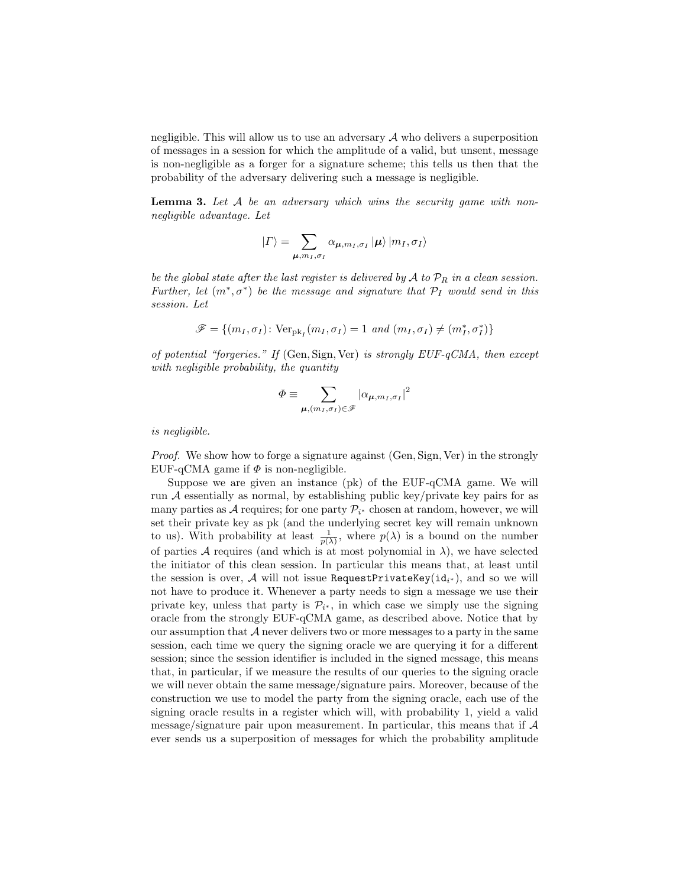negligible. This will allow us to use an adversary $\mathcal{A}$ who delivers a superposition of messages in a session for which the amplitude of a valid, but unsent, message is non-negligible as a forger for a signature scheme; this tells us then that the probability of the adversary delivering such a message is negligible.

**Lemma 3.** *Let $\mathcal{A}$ be an adversary which wins the security game with non-negligible advantage. Let*

$$|\Gamma\rangle = \sum_{\boldsymbol{\mu}, m_I, \sigma_I} \alpha_{\boldsymbol{\mu}, m_I, \sigma_I} |\boldsymbol{\mu}\rangle |m_I, \sigma_I\rangle$$

*be the global state after the last register is delivered by $\mathcal{A}$ to $\mathcal{P}_R$ in a clean session. Further, let $(m^*, \sigma^*)$ be the message and signature that $\mathcal{P}_I$ would send in this session. Let*

$$\mathscr{F} = \{(m_I, \sigma_I) \colon \mathrm{Ver}_{\mathrm{pk}_I}(m_I, \sigma_I) = 1 \text{ and } (m_I, \sigma_I) \neq (m_I^*, \sigma_I^*)\}$$

*of potential "forgeries." If $(\mathrm{Gen}, \mathrm{Sign}, \mathrm{Ver})$ is strongly EUF-qCMA, then except with negligible probability, the quantity*

$$\Phi \equiv \sum_{\boldsymbol{\mu}, (m_I, \sigma_I) \in \mathscr{F}} |\alpha_{\boldsymbol{\mu}, m_I, \sigma_I}|^2$$

*is negligible.*

*Proof.* We show how to forge a signature against $(\mathrm{Gen}, \mathrm{Sign}, \mathrm{Ver})$ in the strongly EUF-qCMA game if $\Phi$ is non-negligible.

Suppose we are given an instance (pk) of the EUF-qCMA game. We will run $\mathcal{A}$ essentially as normal, by establishing public key/private key pairs for as many parties as $\mathcal{A}$ requires; for one party $\mathcal{P}_{i^*}$ chosen at random, however, we will set their private key as pk (and the underlying secret key will remain unknown to us). With probability at least $\frac{1}{p(\lambda)}$, where $p(\lambda)$ is a bound on the number of parties $\mathcal{A}$ requires (and which is at most polynomial in $\lambda$), we have selected the initiator of this clean session. In particular this means that, at least until the session is over, $\mathcal{A}$ will not issue `RequestPrivateKey(id`$_{i^*}$`)`, and so we will not have to produce it. Whenever a party needs to sign a message we use their private key, unless that party is $\mathcal{P}_{i^*}$, in which case we simply use the signing oracle from the strongly EUF-qCMA game, as described above. Notice that by our assumption that $\mathcal{A}$ never delivers two or more messages to a party in the same session, each time we query the signing oracle we are querying it for a different session; since the session identifier is included in the signed message, this means that, in particular, if we measure the results of our queries to the signing oracle we will never obtain the same message/signature pairs. Moreover, because of the construction we use to model the party from the signing oracle, each use of the signing oracle results in a register which will, with probability 1, yield a valid message/signature pair upon measurement. In particular, this means that if $\mathcal{A}$ ever sends us a superposition of messages for which the probability amplitude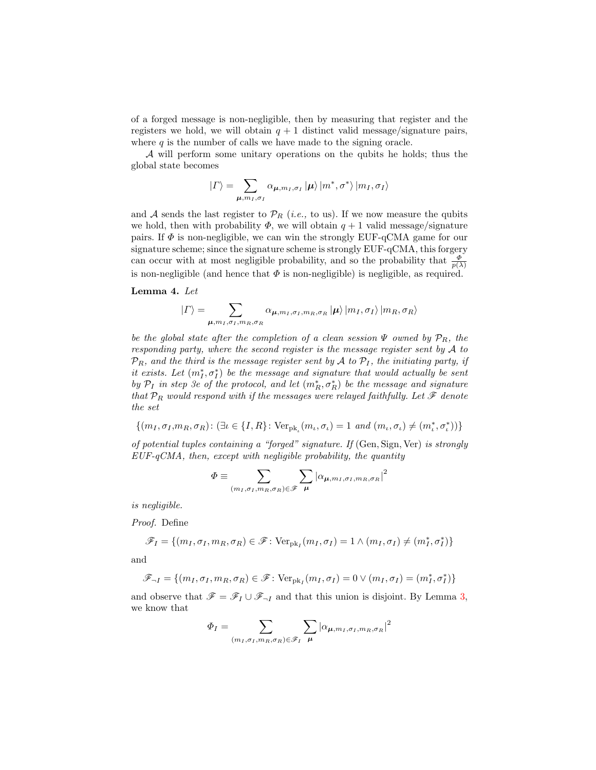of a forged message is non-negligible, then by measuring that register and the registers we hold, we will obtain $q+1$ distinct valid message/signature pairs, where $q$ is the number of calls we have made to the signing oracle.

$\mathcal{A}$ will perform some unitary operations on the qubits he holds; thus the global state becomes

$$|\Gamma\rangle = \sum_{\boldsymbol{\mu}, m_I, \sigma_I} \alpha_{\boldsymbol{\mu}, m_I, \sigma_I} |\boldsymbol{\mu}\rangle |m^*, \sigma^*\rangle |m_I, \sigma_I\rangle$$

and $\mathcal{A}$ sends the last register to $\mathcal{P}_R$ (*i.e.,* to us). If we now measure the qubits we hold, then with probability $\Phi$, we will obtain $q+1$ valid message/signature pairs. If $\Phi$ is non-negligible, we can win the strongly EUF-qCMA game for our signature scheme; since the signature scheme is strongly EUF-qCMA, this forgery can occur with at most negligible probability, and so the probability that $\frac{\Phi}{p(\lambda)}$ is non-negligible (and hence that $\Phi$ is non-negligible) is negligible, as required.

**Lemma 4.** *Let*

$$|\Gamma\rangle = \sum_{\boldsymbol{\mu}, m_I, \sigma_I, m_R, \sigma_R} \alpha_{\boldsymbol{\mu}, m_I, \sigma_I, m_R, \sigma_R} |\boldsymbol{\mu}\rangle |m_I, \sigma_I\rangle |m_R, \sigma_R\rangle$$

*be the global state after the completion of a clean session $\Psi$ owned by $\mathcal{P}_R$, the responding party, where the second register is the message register sent by $\mathcal{A}$ to $\mathcal{P}_R$, and the third is the message register sent by $\mathcal{A}$ to $\mathcal{P}_I$, the initiating party, if it exists. Let $(m_I^*, \sigma_I^*)$ be the message and signature that would actually be sent by $\mathcal{P}_I$ in step 3e of the protocol, and let $(m_R^*, \sigma_R^*)$ be the message and signature that $\mathcal{P}_R$ would respond with if the messages were relayed faithfully. Let $\mathscr{F}$ denote the set*

$$\{(m_I, \sigma_I, m_R, \sigma_R) \colon (\exists \iota \in \{I, R\} \colon \mathrm{Ver}_{\mathrm{pk}_\iota}(m_\iota, \sigma_\iota) = 1 \text{ and } (m_\iota, \sigma_\iota) \neq (m_\iota^*, \sigma_\iota^*))\}$$

*of potential tuples containing a "forged" signature. If* $(\mathrm{Gen}, \mathrm{Sign}, \mathrm{Ver})$ *is strongly EUF-qCMA, then, except with negligible probability, the quantity*

$$\Phi \equiv \sum_{(m_I, \sigma_I, m_R, \sigma_R) \in \mathscr{F}} \sum_{\boldsymbol{\mu}} |\alpha_{\boldsymbol{\mu}, m_I, \sigma_I, m_R, \sigma_R}|^2$$

*is negligible.*

*Proof.* Define

$$\mathscr{F}_I = \{(m_I, \sigma_I, m_R, \sigma_R) \in \mathscr{F} \colon \mathrm{Ver}_{\mathrm{pk}_I}(m_I, \sigma_I) = 1 \wedge (m_I, \sigma_I) \neq (m_I^*, \sigma_I^*)\}$$

and

$$\mathscr{F}_{\neg I} = \{(m_I, \sigma_I, m_R, \sigma_R) \in \mathscr{F} \colon \mathrm{Ver}_{\mathrm{pk}_I}(m_I, \sigma_I) = 0 \vee (m_I, \sigma_I) = (m_I^*, \sigma_I^*)\}$$

and observe that $\mathscr{F} = \mathscr{F}_I \cup \mathscr{F}_{\neg I}$ and that this union is disjoint. By Lemma 3, we know that

$$\Phi_I = \sum_{(m_I, \sigma_I, m_R, \sigma_R) \in \mathscr{F}_I} \sum_{\boldsymbol{\mu}} |\alpha_{\boldsymbol{\mu}, m_I, \sigma_I, m_R, \sigma_R}|^2$$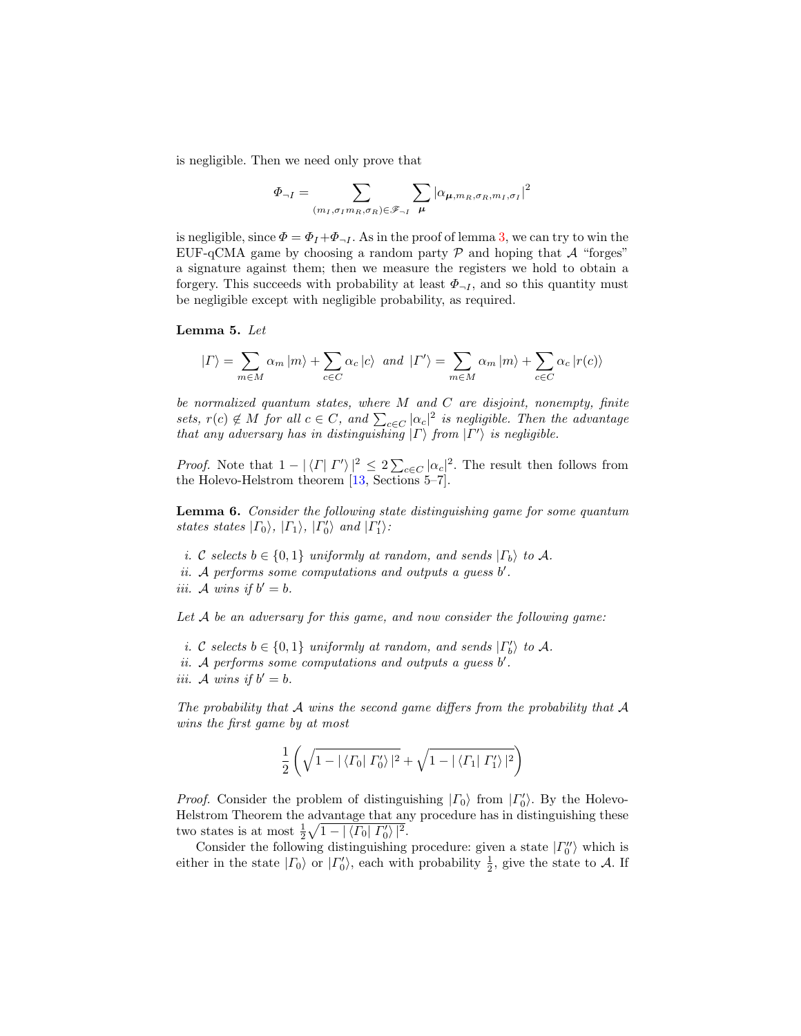is negligible. Then we need only prove that

$$\Phi_{\neg I} = \sum_{(m_I,\sigma_I m_R,\sigma_R)\in\mathscr{F}_{\neg I}} \sum_{\boldsymbol{\mu}} |\alpha_{\boldsymbol{\mu},m_R,\sigma_R,m_I,\sigma_I}|^2$$

is negligible, since $\Phi = \Phi_I + \Phi_{\neg I}$. As in the proof of lemma 3, we can try to win the EUF-qCMA game by choosing a random party $\mathcal{P}$ and hoping that $\mathcal{A}$ "forges" a signature against them; then we measure the registers we hold to obtain a forgery. This succeeds with probability at least $\Phi_{\neg I}$, and so this quantity must be negligible except with negligible probability, as required.

**Lemma 5.** *Let*

$$|\Gamma\rangle = \sum_{m\in M} \alpha_m |m\rangle + \sum_{c\in C} \alpha_c |c\rangle \quad \textit{and} \quad |\Gamma'\rangle = \sum_{m\in M} \alpha_m |m\rangle + \sum_{c\in C} \alpha_c |r(c)\rangle$$

*be normalized quantum states, where $M$ and $C$ are disjoint, nonempty, finite sets, $r(c) \notin M$ for all $c \in C$, and $\sum_{c\in C} |\alpha_c|^2$ is negligible. Then the advantage that any adversary has in distinguishing $|\Gamma\rangle$ from $|\Gamma'\rangle$ is negligible.*

*Proof.* Note that $1 - |\langle\Gamma|\,\Gamma'\rangle|^2 \leq 2\sum_{c\in C} |\alpha_c|^2$. The result then follows from the Holevo-Helstrom theorem [13, Sections 5–7].

**Lemma 6.** *Consider the following state distinguishing game for some quantum states states $|\Gamma_0\rangle$, $|\Gamma_1\rangle$, $|\Gamma_0'\rangle$ and $|\Gamma_1'\rangle$:*

*i. $\mathcal{C}$ selects $b \in \{0,1\}$ uniformly at random, and sends $|\Gamma_b\rangle$ to $\mathcal{A}$.*
*ii. $\mathcal{A}$ performs some computations and outputs a guess $b'$.*
*iii. $\mathcal{A}$ wins if $b' = b$.*

*Let $\mathcal{A}$ be an adversary for this game, and now consider the following game:*

*i. $\mathcal{C}$ selects $b \in \{0,1\}$ uniformly at random, and sends $|\Gamma_b'\rangle$ to $\mathcal{A}$.*
*ii. $\mathcal{A}$ performs some computations and outputs a guess $b'$.*
*iii. $\mathcal{A}$ wins if $b' = b$.*

*The probability that $\mathcal{A}$ wins the second game differs from the probability that $\mathcal{A}$ wins the first game by at most*

$$\frac{1}{2}\left(\sqrt{1 - |\langle\Gamma_0|\,\Gamma_0'\rangle|^2} + \sqrt{1 - |\langle\Gamma_1|\,\Gamma_1'\rangle|^2}\right)$$

*Proof.* Consider the problem of distinguishing $|\Gamma_0\rangle$ from $|\Gamma_0'\rangle$. By the Holevo-Helstrom Theorem the advantage that any procedure has in distinguishing these two states is at most $\frac{1}{2}\sqrt{1 - |\langle\Gamma_0|\,\Gamma_0'\rangle|^2}$.

Consider the following distinguishing procedure: given a state $|\Gamma_0''\rangle$ which is either in the state $|\Gamma_0\rangle$ or $|\Gamma_0'\rangle$, each with probability $\frac{1}{2}$, give the state to $\mathcal{A}$. If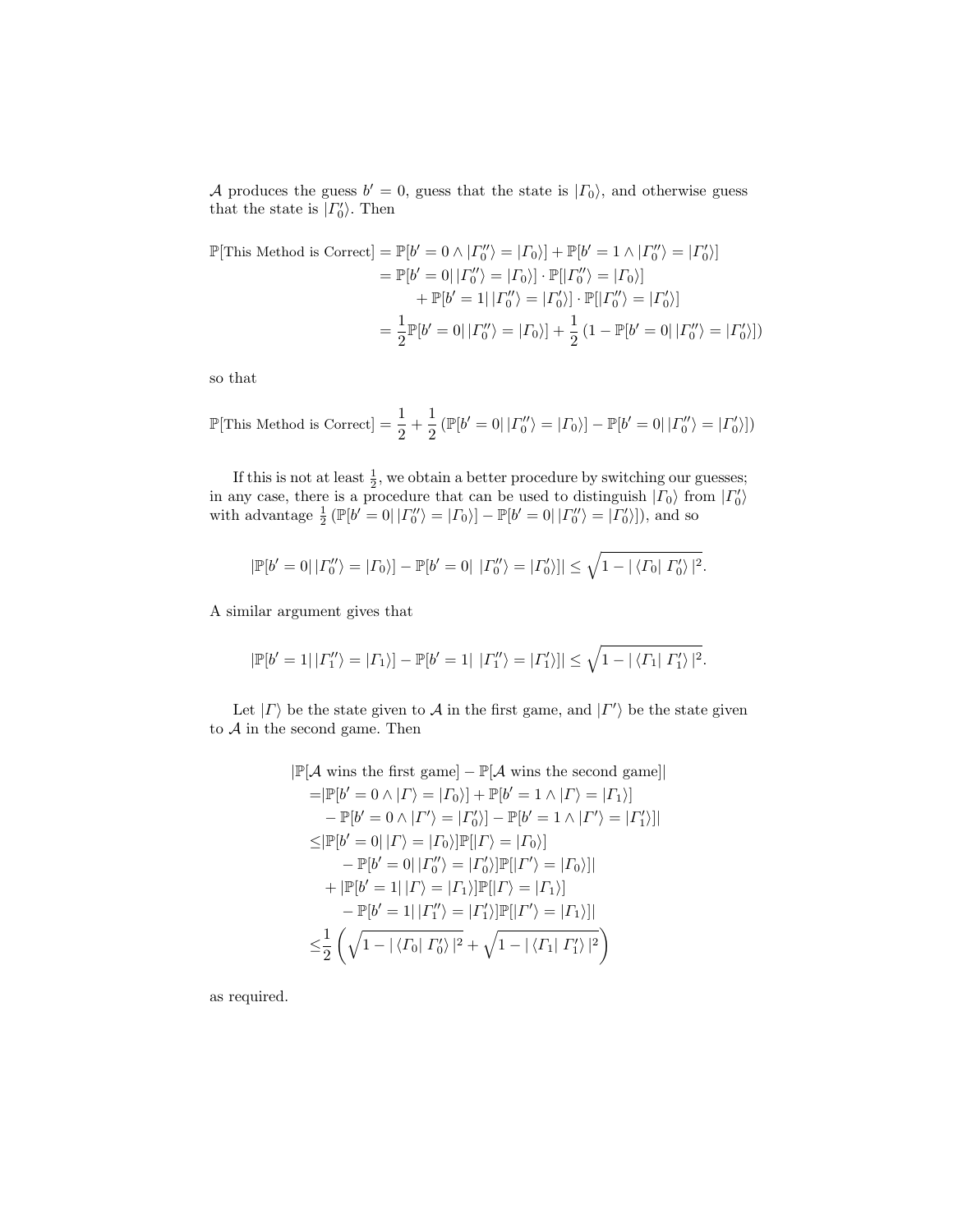$\mathcal{A}$ produces the guess $b' = 0$, guess that the state is $|\Gamma_0\rangle$, and otherwise guess that the state is $|\Gamma_0'\rangle$. Then

$$
\begin{aligned}
\mathbb{P}[\text{This Method is Correct}] &= \mathbb{P}[b' = 0 \wedge |\Gamma_0''\rangle = |\Gamma_0\rangle] + \mathbb{P}[b' = 1 \wedge |\Gamma_0''\rangle = |\Gamma_0'\rangle] \\
&= \mathbb{P}[b' = 0 |\, |\Gamma_0''\rangle = |\Gamma_0\rangle] \cdot \mathbb{P}[|\Gamma_0''\rangle = |\Gamma_0\rangle] \\
&\quad + \mathbb{P}[b' = 1 |\, |\Gamma_0''\rangle = |\Gamma_0'\rangle] \cdot \mathbb{P}[|\Gamma_0''\rangle = |\Gamma_0'\rangle] \\
&= \frac{1}{2}\mathbb{P}[b' = 0 |\, |\Gamma_0''\rangle = |\Gamma_0\rangle] + \frac{1}{2}\left(1 - \mathbb{P}[b' = 0 |\, |\Gamma_0''\rangle = |\Gamma_0'\rangle]\right)
\end{aligned}
$$

so that

$$
\mathbb{P}[\text{This Method is Correct}] = \frac{1}{2} + \frac{1}{2}\left(\mathbb{P}[b' = 0 |\, |\Gamma_0''\rangle = |\Gamma_0\rangle] - \mathbb{P}[b' = 0 |\, |\Gamma_0''\rangle = |\Gamma_0'\rangle]\right)
$$

If this is not at least $\frac{1}{2}$, we obtain a better procedure by switching our guesses; in any case, there is a procedure that can be used to distinguish $|\Gamma_0\rangle$ from $|\Gamma_0'\rangle$ with advantage $\frac{1}{2}\left(\mathbb{P}[b' = 0 |\, |\Gamma_0''\rangle = |\Gamma_0\rangle] - \mathbb{P}[b' = 0 |\, |\Gamma_0''\rangle = |\Gamma_0'\rangle]\right)$, and so

$$
|\mathbb{P}[b' = 0 |\, |\Gamma_0''\rangle = |\Gamma_0\rangle] - \mathbb{P}[b' = 0 |\, |\Gamma_0''\rangle = |\Gamma_0'\rangle]| \leq \sqrt{1 - |\langle \Gamma_0 |\, \Gamma_0' \rangle|^2}.
$$

A similar argument gives that

$$
|\mathbb{P}[b' = 1 |\, |\Gamma_1''\rangle = |\Gamma_1\rangle] - \mathbb{P}[b' = 1 |\, |\Gamma_1''\rangle = |\Gamma_1'\rangle]| \leq \sqrt{1 - |\langle \Gamma_1 |\, \Gamma_1' \rangle|^2}.
$$

Let $|\Gamma\rangle$ be the state given to $\mathcal{A}$ in the first game, and $|\Gamma'\rangle$ be the state given to $\mathcal{A}$ in the second game. Then

$$
\begin{aligned}
&|\mathbb{P}[\mathcal{A} \text{ wins the first game}] - \mathbb{P}[\mathcal{A} \text{ wins the second game}]| \\
&= |\mathbb{P}[b' = 0 \wedge |\Gamma\rangle = |\Gamma_0\rangle] + \mathbb{P}[b' = 1 \wedge |\Gamma\rangle = |\Gamma_1\rangle] \\
&\quad - \mathbb{P}[b' = 0 \wedge |\Gamma'\rangle = |\Gamma_0'\rangle] - \mathbb{P}[b' = 1 \wedge |\Gamma'\rangle = |\Gamma_1'\rangle]| \\
&\leq |\mathbb{P}[b' = 0 |\, |\Gamma\rangle = |\Gamma_0\rangle]\mathbb{P}[|\Gamma\rangle = |\Gamma_0\rangle] \\
&\qquad - \mathbb{P}[b' = 0 |\, |\Gamma_0''\rangle = |\Gamma_0'\rangle]\mathbb{P}[|\Gamma'\rangle = |\Gamma_0\rangle]| \\
&\quad + |\mathbb{P}[b' = 1 |\, |\Gamma\rangle = |\Gamma_1\rangle]\mathbb{P}[|\Gamma\rangle = |\Gamma_1\rangle] \\
&\qquad - \mathbb{P}[b' = 1 |\, |\Gamma_1''\rangle = |\Gamma_1'\rangle]\mathbb{P}[|\Gamma'\rangle = |\Gamma_1\rangle]| \\
&\leq \frac{1}{2}\left(\sqrt{1 - |\langle \Gamma_0 |\, \Gamma_0' \rangle|^2} + \sqrt{1 - |\langle \Gamma_1 |\, \Gamma_1' \rangle|^2}\right)
\end{aligned}
$$

as required.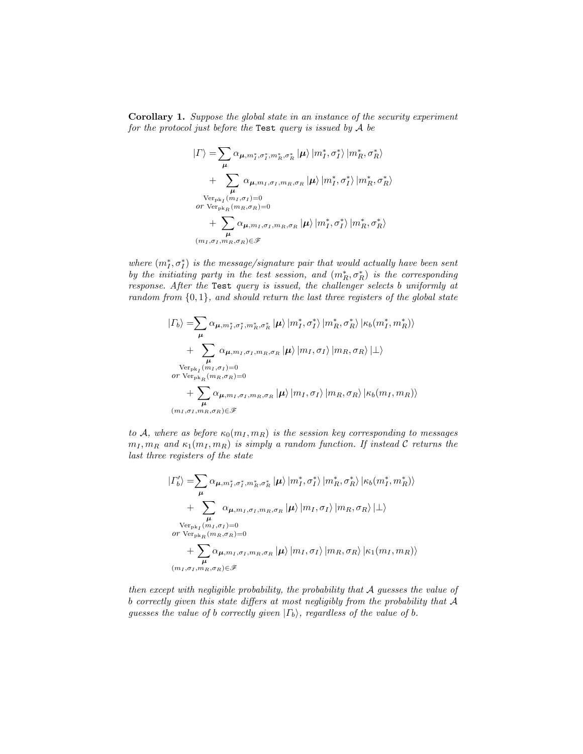**Corollary 1.** *Suppose the global state in an instance of the security experiment for the protocol just before the* `Test` *query is issued by $\mathcal{A}$ be*

$$
\begin{aligned}
|\Gamma\rangle = & \sum_{\boldsymbol{\mu}} \alpha_{\boldsymbol{\mu}, m_I^*, \sigma_I^*, m_R^*, \sigma_R^*} |\boldsymbol{\mu}\rangle |m_I^*, \sigma_I^*\rangle |m_R^*, \sigma_R^*\rangle \\
& + \sum_{\substack{\boldsymbol{\mu} \\ \mathrm{Ver}_{\mathrm{pk}_I}(m_I, \sigma_I)=0 \\ or\ \mathrm{Ver}_{\mathrm{pk}_R}(m_R, \sigma_R)=0}} \alpha_{\boldsymbol{\mu}, m_I, \sigma_I, m_R, \sigma_R} |\boldsymbol{\mu}\rangle |m_I^*, \sigma_I^*\rangle |m_R^*, \sigma_R^*\rangle \\
& + \sum_{\substack{\boldsymbol{\mu} \\ (m_I, \sigma_I, m_R, \sigma_R) \in \mathscr{F}}} \alpha_{\boldsymbol{\mu}, m_I, \sigma_I, m_R, \sigma_R} |\boldsymbol{\mu}\rangle |m_I^*, \sigma_I^*\rangle |m_R^*, \sigma_R^*\rangle
\end{aligned}
$$

*where $(m_I^*, \sigma_I^*)$ is the message/signature pair that would actually have been sent by the initiating party in the test session, and $(m_R^*, \sigma_R^*)$ is the corresponding response. After the* `Test` *query is issued, the challenger selects $b$ uniformly at random from $\{0,1\}$, and should return the last three registers of the global state*

$$
\begin{aligned}
|\Gamma_b\rangle = & \sum_{\boldsymbol{\mu}} \alpha_{\boldsymbol{\mu}, m_I^*, \sigma_I^*, m_R^*, \sigma_R^*} |\boldsymbol{\mu}\rangle |m_I^*, \sigma_I^*\rangle |m_R^*, \sigma_R^*\rangle |\kappa_b(m_I^*, m_R^*)\rangle \\
& + \sum_{\substack{\boldsymbol{\mu} \\ \mathrm{Ver}_{\mathrm{pk}_I}(m_I, \sigma_I)=0 \\ or\ \mathrm{Ver}_{\mathrm{pk}_R}(m_R, \sigma_R)=0}} \alpha_{\boldsymbol{\mu}, m_I, \sigma_I, m_R, \sigma_R} |\boldsymbol{\mu}\rangle |m_I, \sigma_I\rangle |m_R, \sigma_R\rangle |\bot\rangle \\
& + \sum_{\substack{\boldsymbol{\mu} \\ (m_I, \sigma_I, m_R, \sigma_R) \in \mathscr{F}}} \alpha_{\boldsymbol{\mu}, m_I, \sigma_I, m_R, \sigma_R} |\boldsymbol{\mu}\rangle |m_I, \sigma_I\rangle |m_R, \sigma_R\rangle |\kappa_b(m_I, m_R)\rangle
\end{aligned}
$$

*to $\mathcal{A}$, where as before $\kappa_0(m_I, m_R)$ is the session key corresponding to messages $m_I, m_R$ and $\kappa_1(m_I, m_R)$ is simply a random function. If instead $\mathcal{C}$ returns the last three registers of the state*

$$
\begin{aligned}
|\Gamma_b'\rangle = & \sum_{\boldsymbol{\mu}} \alpha_{\boldsymbol{\mu}, m_I^*, \sigma_I^*, m_R^*, \sigma_R^*} |\boldsymbol{\mu}\rangle |m_I^*, \sigma_I^*\rangle |m_R^*, \sigma_R^*\rangle |\kappa_b(m_I^*, m_R^*)\rangle \\
& + \sum_{\substack{\boldsymbol{\mu} \\ \mathrm{Ver}_{\mathrm{pk}_I}(m_I, \sigma_I)=0 \\ or\ \mathrm{Ver}_{\mathrm{pk}_R}(m_R, \sigma_R)=0}} \alpha_{\boldsymbol{\mu}, m_I, \sigma_I, m_R, \sigma_R} |\boldsymbol{\mu}\rangle |m_I, \sigma_I\rangle |m_R, \sigma_R\rangle |\bot\rangle \\
& + \sum_{\substack{\boldsymbol{\mu} \\ (m_I, \sigma_I, m_R, \sigma_R) \in \mathscr{F}}} \alpha_{\boldsymbol{\mu}, m_I, \sigma_I, m_R, \sigma_R} |\boldsymbol{\mu}\rangle |m_I, \sigma_I\rangle |m_R, \sigma_R\rangle |\kappa_1(m_I, m_R)\rangle
\end{aligned}
$$

*then except with negligible probability, the probability that $\mathcal{A}$ guesses the value of $b$ correctly given this state differs at most negligibly from the probability that $\mathcal{A}$ guesses the value of $b$ correctly given $|\Gamma_b\rangle$, regardless of the value of $b$.*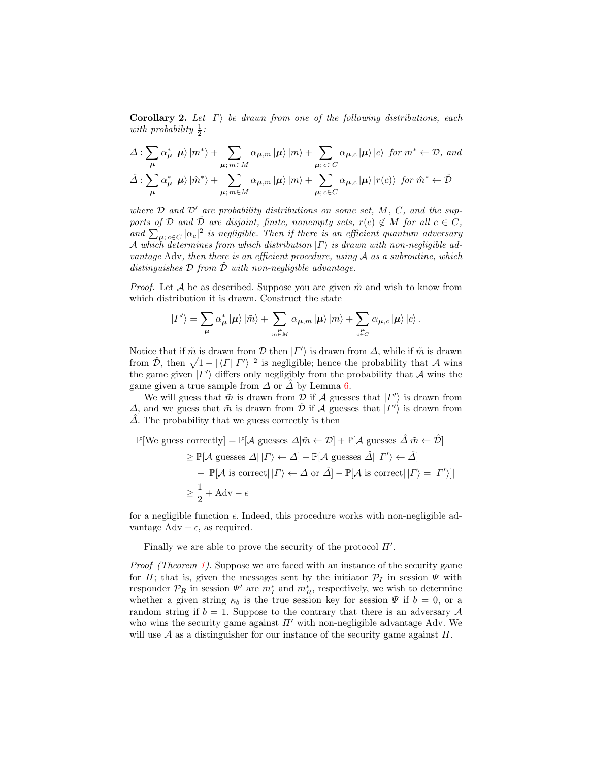**Corollary 2.** *Let $|\Gamma\rangle$ be drawn from one of the following distributions, each with probability $\frac{1}{2}$:*

$$\Delta : \sum_{\boldsymbol{\mu}} \alpha^*_{\boldsymbol{\mu}} |\boldsymbol{\mu}\rangle |m^*\rangle + \sum_{\boldsymbol{\mu};\, m \in M} \alpha_{\boldsymbol{\mu},m} |\boldsymbol{\mu}\rangle |m\rangle + \sum_{\boldsymbol{\mu};\, c \in C} \alpha_{\boldsymbol{\mu},c} |\boldsymbol{\mu}\rangle |c\rangle \text{ for } m^* \leftarrow \mathcal{D}, \text{ and}$$

$$\hat{\Delta} : \sum_{\boldsymbol{\mu}} \alpha^*_{\boldsymbol{\mu}} |\boldsymbol{\mu}\rangle |\hat{m}^*\rangle + \sum_{\boldsymbol{\mu};\, m \in M} \alpha_{\boldsymbol{\mu},m} |\boldsymbol{\mu}\rangle |m\rangle + \sum_{\boldsymbol{\mu};\, c \in C} \alpha_{\boldsymbol{\mu},c} |\boldsymbol{\mu}\rangle |r(c)\rangle \text{ for } \hat{m}^* \leftarrow \hat{\mathcal{D}}$$

*where $\mathcal{D}$ and $\mathcal{D}'$ are probability distributions on some set, $M$, $C$, and the supports of $\mathcal{D}$ and $\hat{\mathcal{D}}$ are disjoint, finite, nonempty sets, $r(c) \notin M$ for all $c \in C$, and $\sum_{\boldsymbol{\mu};\, c \in C} |\alpha_c|^2$ is negligible. Then if there is an efficient quantum adversary $\mathcal{A}$ which determines from which distribution $|\Gamma\rangle$ is drawn with non-negligible advantage* Adv*, then there is an efficient procedure, using $\mathcal{A}$ as a subroutine, which distinguishes $\mathcal{D}$ from $\hat{\mathcal{D}}$ with non-negligible advantage.*

*Proof.* Let $\mathcal{A}$ be as described. Suppose you are given $\tilde{m}$ and wish to know from which distribution it is drawn. Construct the state

$$|\Gamma'\rangle = \sum_{\boldsymbol{\mu}} \alpha^*_{\boldsymbol{\mu}} |\boldsymbol{\mu}\rangle |\tilde{m}\rangle + \sum_{\substack{\boldsymbol{\mu} \\ m \in M}} \alpha_{\boldsymbol{\mu},m} |\boldsymbol{\mu}\rangle |m\rangle + \sum_{\substack{\boldsymbol{\mu} \\ c \in C}} \alpha_{\boldsymbol{\mu},c} |\boldsymbol{\mu}\rangle |c\rangle .$$

Notice that if $\tilde{m}$ is drawn from $\mathcal{D}$ then $|\Gamma'\rangle$ is drawn from $\Delta$, while if $\tilde{m}$ is drawn from $\hat{\mathcal{D}}$, then $\sqrt{1 - |\langle \Gamma | \Gamma' \rangle|^2}$ is negligible; hence the probability that $\mathcal{A}$ wins the game given $|\Gamma'\rangle$ differs only negligibly from the probability that $\mathcal{A}$ wins the game given a true sample from $\Delta$ or $\hat{\Delta}$ by Lemma 6.

We will guess that $\tilde{m}$ is drawn from $\mathcal{D}$ if $\mathcal{A}$ guesses that $|\Gamma'\rangle$ is drawn from $\Delta$, and we guess that $\tilde{m}$ is drawn from $\hat{\mathcal{D}}$ if $\mathcal{A}$ guesses that $|\Gamma'\rangle$ is drawn from $\hat{\Delta}$. The probability that we guess correctly is then

$$\begin{aligned}
\mathbb{P}[\text{We guess correctly}] &= \mathbb{P}[\mathcal{A} \text{ guesses } \Delta | \tilde{m} \leftarrow \mathcal{D}] + \mathbb{P}[\mathcal{A} \text{ guesses } \hat{\Delta} | \tilde{m} \leftarrow \hat{\mathcal{D}}] \\
&\geq \mathbb{P}[\mathcal{A} \text{ guesses } \Delta |\, |\Gamma\rangle \leftarrow \Delta] + \mathbb{P}[\mathcal{A} \text{ guesses } \hat{\Delta} |\, |\Gamma'\rangle \leftarrow \hat{\Delta}] \\
&\quad - |\mathbb{P}[\mathcal{A} \text{ is correct} |\, |\Gamma\rangle \leftarrow \Delta \text{ or } \hat{\Delta}] - \mathbb{P}[\mathcal{A} \text{ is correct} |\, |\Gamma\rangle = |\Gamma'\rangle]| \\
&\geq \frac{1}{2} + \text{Adv} - \epsilon
\end{aligned}$$

for a negligible function $\epsilon$. Indeed, this procedure works with non-negligible advantage $\text{Adv} - \epsilon$, as required.

Finally we are able to prove the security of the protocol $\Pi'$.

*Proof (Theorem 1).* Suppose we are faced with an instance of the security game for $\Pi$; that is, given the messages sent by the initiator $\mathcal{P}_I$ in session $\Psi$ with responder $\mathcal{P}_R$ in session $\Psi'$ are $m^*_I$ and $m^*_R$, respectively, we wish to determine whether a given string $\kappa_b$ is the true session key for session $\Psi$ if $b = 0$, or a random string if $b = 1$. Suppose to the contrary that there is an adversary $\mathcal{A}$ who wins the security game against $\Pi'$ with non-negligible advantage Adv. We will use $\mathcal{A}$ as a distinguisher for our instance of the security game against $\Pi$.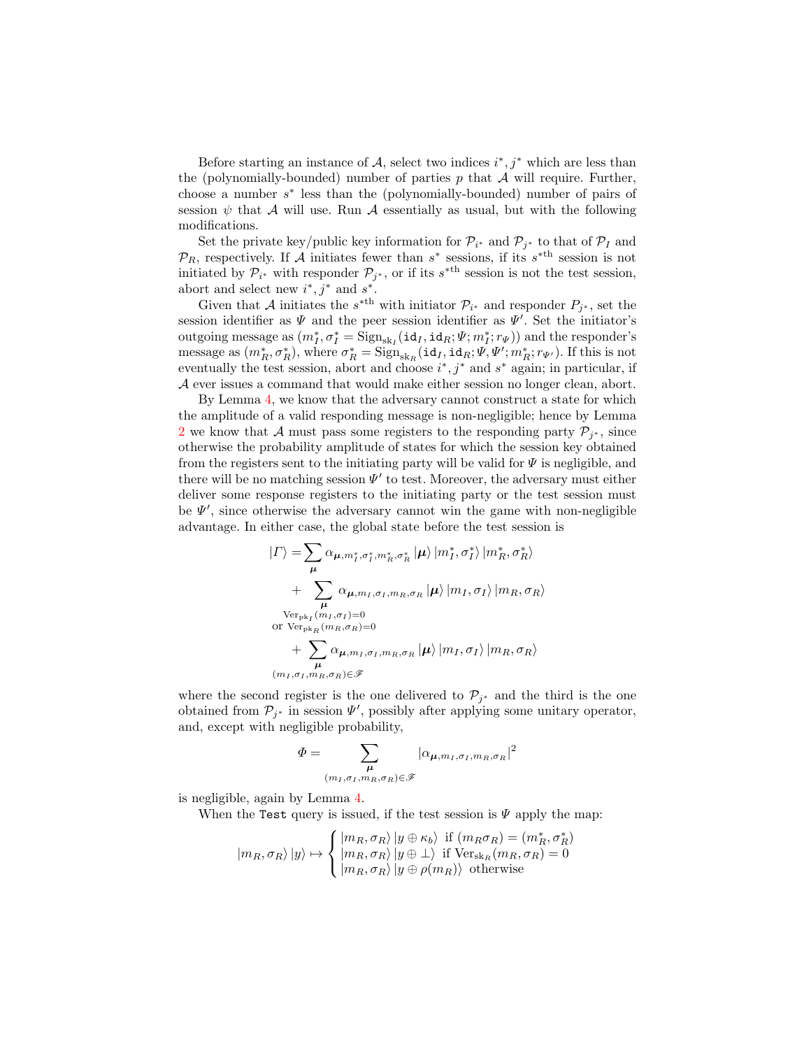Before starting an instance of $\mathcal{A}$, select two indices $i^*, j^*$ which are less than the (polynomially-bounded) number of parties $p$ that $\mathcal{A}$ will require. Further, choose a number $s^*$ less than the (polynomially-bounded) number of pairs of session $\psi$ that $\mathcal{A}$ will use. Run $\mathcal{A}$ essentially as usual, but with the following modifications.

Set the private key/public key information for $\mathcal{P}_{i^*}$ and $\mathcal{P}_{j^*}$ to that of $\mathcal{P}_I$ and $\mathcal{P}_R$, respectively. If $\mathcal{A}$ initiates fewer than $s^*$ sessions, if its $s^{*\text{th}}$ session is not initiated by $\mathcal{P}_{i^*}$ with responder $\mathcal{P}_{j^*}$, or if its $s^{*\text{th}}$ session is not the test session, abort and select new $i^*, j^*$ and $s^*$.

Given that $\mathcal{A}$ initiates the $s^{*\text{th}}$ with initiator $\mathcal{P}_{i^*}$ and responder $P_{j^*}$, set the session identifier as $\Psi$ and the peer session identifier as $\Psi'$. Set the initiator's outgoing message as $(m_I^*, \sigma_I^* = \mathrm{Sign}_{\mathrm{sk}_I}(\mathtt{id}_I, \mathtt{id}_R; \Psi; m_I^*; r_\Psi))$ and the responder's message as $(m_R^*, \sigma_R^*)$, where $\sigma_R^* = \mathrm{Sign}_{\mathrm{sk}_R}(\mathtt{id}_I, \mathtt{id}_R; \Psi, \Psi'; m_R^*; r_{\Psi'})$. If this is not eventually the test session, abort and choose $i^*, j^*$ and $s^*$ again; in particular, if $\mathcal{A}$ ever issues a command that would make either session no longer clean, abort.

By Lemma 4, we know that the adversary cannot construct a state for which the amplitude of a valid responding message is non-negligible; hence by Lemma 2 we know that $\mathcal{A}$ must pass some registers to the responding party $\mathcal{P}_{j^*}$, since otherwise the probability amplitude of states for which the session key obtained from the registers sent to the initiating party will be valid for $\Psi$ is negligible, and there will be no matching session $\Psi'$ to test. Moreover, the adversary must either deliver some response registers to the initiating party or the test session must be $\Psi'$, since otherwise the adversary cannot win the game with non-negligible advantage. In either case, the global state before the test session is

$$
\begin{aligned}
|\Gamma\rangle = &\sum_{\boldsymbol{\mu}} \alpha_{\boldsymbol{\mu}, m_I^*, \sigma_I^*, m_R^*, \sigma_R^*} |\boldsymbol{\mu}\rangle\, |m_I^*, \sigma_I^*\rangle\, |m_R^*, \sigma_R^*\rangle \\
&+ \sum_{\substack{\boldsymbol{\mu} \\ \mathrm{Ver}_{\mathrm{pk}_I}(m_I, \sigma_I)=0 \\ \text{or } \mathrm{Ver}_{\mathrm{pk}_R}(m_R, \sigma_R)=0}} \alpha_{\boldsymbol{\mu}, m_I, \sigma_I, m_R, \sigma_R} |\boldsymbol{\mu}\rangle\, |m_I, \sigma_I\rangle\, |m_R, \sigma_R\rangle \\
&+ \sum_{\substack{\boldsymbol{\mu} \\ (m_I, \sigma_I, m_R, \sigma_R) \in \mathscr{F}}} \alpha_{\boldsymbol{\mu}, m_I, \sigma_I, m_R, \sigma_R} |\boldsymbol{\mu}\rangle\, |m_I, \sigma_I\rangle\, |m_R, \sigma_R\rangle
\end{aligned}
$$

where the second register is the one delivered to $\mathcal{P}_{j^*}$ and the third is the one obtained from $\mathcal{P}_{j^*}$ in session $\Psi'$, possibly after applying some unitary operator, and, except with negligible probability,

$$
\Phi = \sum_{\substack{\boldsymbol{\mu} \\ (m_I, \sigma_I, m_R, \sigma_R) \in \mathscr{F}}} |\alpha_{\boldsymbol{\mu}, m_I, \sigma_I, m_R, \sigma_R}|^2
$$

is negligible, again by Lemma 4.

When the `Test` query is issued, if the test session is $\Psi$ apply the map:

$$
|m_R, \sigma_R\rangle\, |y\rangle \mapsto \begin{cases} |m_R, \sigma_R\rangle\, |y \oplus \kappa_b\rangle & \text{if } (m_R \sigma_R) = (m_R^*, \sigma_R^*) \\ |m_R, \sigma_R\rangle\, |y \oplus \perp\rangle & \text{if } \mathrm{Ver}_{\mathrm{sk}_R}(m_R, \sigma_R) = 0 \\ |m_R, \sigma_R\rangle\, |y \oplus \rho(m_R)\rangle & \text{otherwise} \end{cases}
$$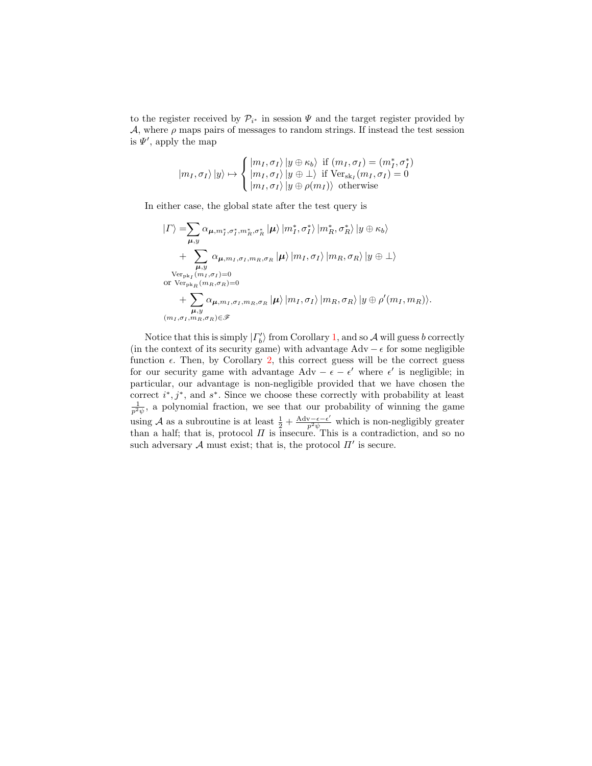to the register received by $\mathcal{P}_{i^*}$ in session $\Psi$ and the target register provided by $\mathcal{A}$, where $\rho$ maps pairs of messages to random strings. If instead the test session is $\Psi'$, apply the map

$$|m_I, \sigma_I\rangle |y\rangle \mapsto \begin{cases} |m_I, \sigma_I\rangle |y \oplus \kappa_b\rangle & \text{if } (m_I, \sigma_I) = (m_I^*, \sigma_I^*) \\ |m_I, \sigma_I\rangle |y \oplus \bot\rangle & \text{if } \mathrm{Ver}_{\mathrm{sk}_I}(m_I, \sigma_I) = 0 \\ |m_I, \sigma_I\rangle |y \oplus \rho(m_I)\rangle & \text{otherwise} \end{cases}$$

In either case, the global state after the test query is

$$\begin{aligned} |\Gamma\rangle =& \sum_{\boldsymbol{\mu}, y} \alpha_{\boldsymbol{\mu}, m_I^*, \sigma_I^*, m_R^*, \sigma_R^*} |\boldsymbol{\mu}\rangle |m_I^*, \sigma_I^*\rangle |m_R^*, \sigma_R^*\rangle |y \oplus \kappa_b\rangle \\ &+ \sum_{\substack{\boldsymbol{\mu}, y \\ \mathrm{Ver}_{\mathrm{pk}_I}(m_I, \sigma_I) = 0 \\ \text{or } \mathrm{Ver}_{\mathrm{pk}_R}(m_R, \sigma_R) = 0}} \alpha_{\boldsymbol{\mu}, m_I, \sigma_I, m_R, \sigma_R} |\boldsymbol{\mu}\rangle |m_I, \sigma_I\rangle |m_R, \sigma_R\rangle |y \oplus \bot\rangle \\ &+ \sum_{\substack{\boldsymbol{\mu}, y \\ (m_I, \sigma_I, m_R, \sigma_R) \in \mathscr{F}}} \alpha_{\boldsymbol{\mu}, m_I, \sigma_I, m_R, \sigma_R} |\boldsymbol{\mu}\rangle |m_I, \sigma_I\rangle |m_R, \sigma_R\rangle |y \oplus \rho'(m_I, m_R)\rangle. \end{aligned}$$

Notice that this is simply $|\Gamma_b'\rangle$ from Corollary 1, and so $\mathcal{A}$ will guess $b$ correctly (in the context of its security game) with advantage $\mathrm{Adv} - \epsilon$ for some negligible function $\epsilon$. Then, by Corollary 2, this correct guess will be the correct guess for our security game with advantage $\mathrm{Adv} - \epsilon - \epsilon'$ where $\epsilon'$ is negligible; in particular, our advantage is non-negligible provided that we have chosen the correct $i^*, j^*$, and $s^*$. Since we choose these correctly with probability at least $\frac{1}{p^2\psi}$, a polynomial fraction, we see that our probability of winning the game using $\mathcal{A}$ as a subroutine is at least $\frac{1}{2} + \frac{\mathrm{Adv} - \epsilon - \epsilon'}{p^2\psi}$ which is non-negligibly greater than a half; that is, protocol $\Pi$ is insecure. This is a contradiction, and so no such adversary $\mathcal{A}$ must exist; that is, the protocol $\Pi'$ is secure.